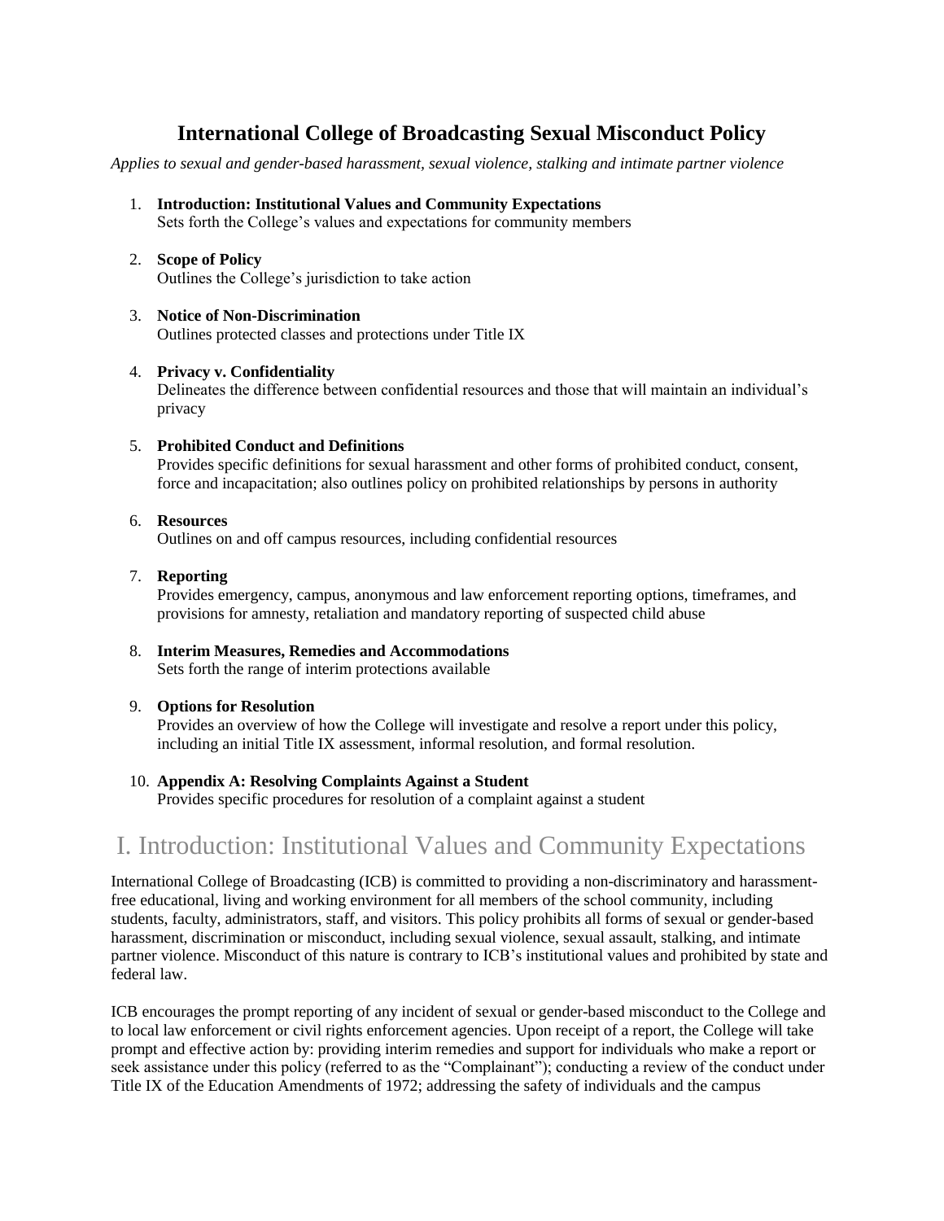# International College of Broadcasting Sexual Misconduct Policy

*Applies to sexual and gender-based harassment, sexual violence, stalking and intimate partner violence*

1. **Introduction: Institutional Values and Community Expectations**
   Sets forth the College's values and expectations for community members

2. **Scope of Policy**
   Outlines the College's jurisdiction to take action

3. **Notice of Non-Discrimination**
   Outlines protected classes and protections under Title IX

4. **Privacy v. Confidentiality**
   Delineates the difference between confidential resources and those that will maintain an individual's privacy

5. **Prohibited Conduct and Definitions**
   Provides specific definitions for sexual harassment and other forms of prohibited conduct, consent, force and incapacitation; also outlines policy on prohibited relationships by persons in authority

6. **Resources**
   Outlines on and off campus resources, including confidential resources

7. **Reporting**
   Provides emergency, campus, anonymous and law enforcement reporting options, timeframes, and provisions for amnesty, retaliation and mandatory reporting of suspected child abuse

8. **Interim Measures, Remedies and Accommodations**
   Sets forth the range of interim protections available

9. **Options for Resolution**
   Provides an overview of how the College will investigate and resolve a report under this policy, including an initial Title IX assessment, informal resolution, and formal resolution.

10. **Appendix A: Resolving Complaints Against a Student**
    Provides specific procedures for resolution of a complaint against a student

## I. Introduction: Institutional Values and Community Expectations

International College of Broadcasting (ICB) is committed to providing a non-discriminatory and harassment-free educational, living and working environment for all members of the school community, including students, faculty, administrators, staff, and visitors. This policy prohibits all forms of sexual or gender-based harassment, discrimination or misconduct, including sexual violence, sexual assault, stalking, and intimate partner violence. Misconduct of this nature is contrary to ICB's institutional values and prohibited by state and federal law.

ICB encourages the prompt reporting of any incident of sexual or gender-based misconduct to the College and to local law enforcement or civil rights enforcement agencies. Upon receipt of a report, the College will take prompt and effective action by: providing interim remedies and support for individuals who make a report or seek assistance under this policy (referred to as the "Complainant"); conducting a review of the conduct under Title IX of the Education Amendments of 1972; addressing the safety of individuals and the campus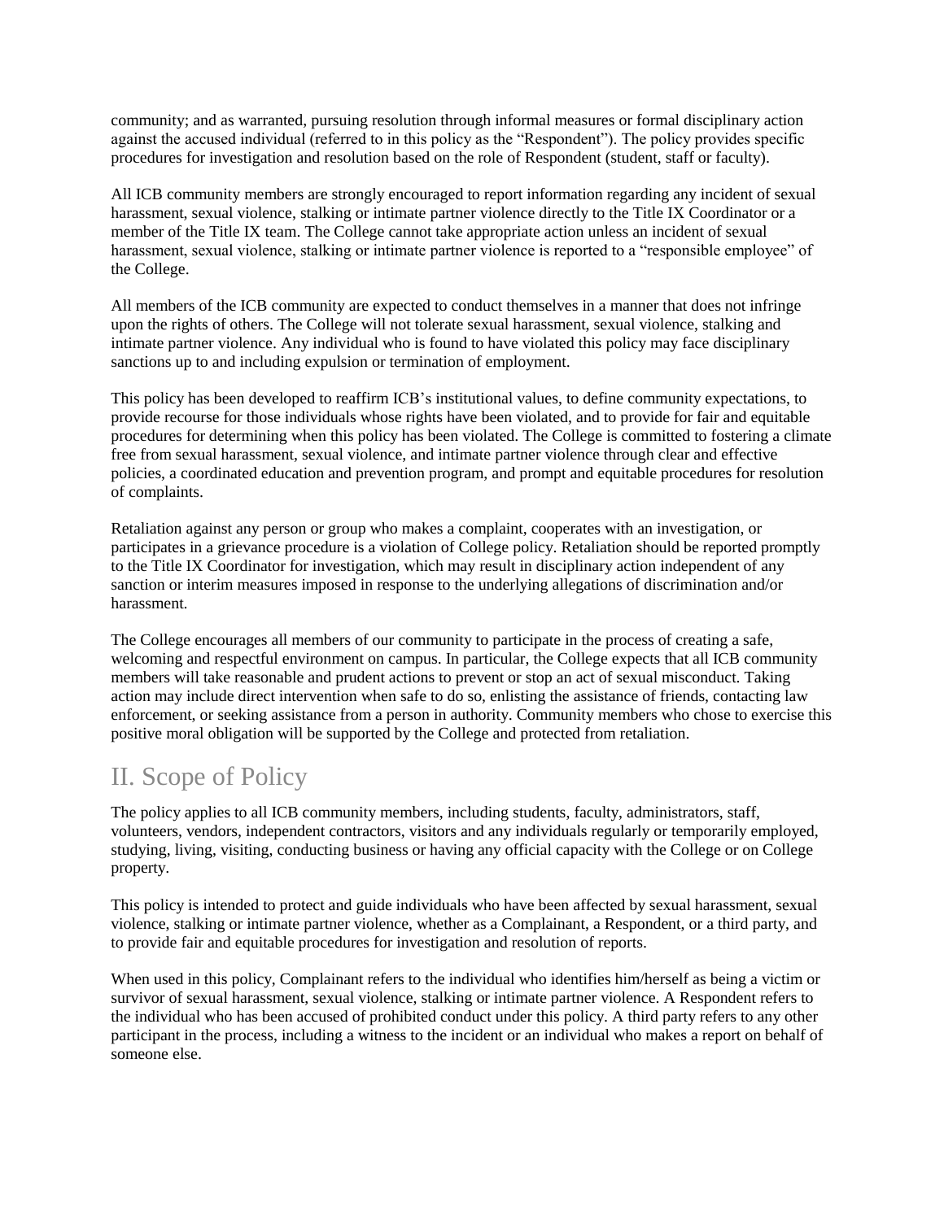community; and as warranted, pursuing resolution through informal measures or formal disciplinary action against the accused individual (referred to in this policy as the "Respondent"). The policy provides specific procedures for investigation and resolution based on the role of Respondent (student, staff or faculty).

All ICB community members are strongly encouraged to report information regarding any incident of sexual harassment, sexual violence, stalking or intimate partner violence directly to the Title IX Coordinator or a member of the Title IX team. The College cannot take appropriate action unless an incident of sexual harassment, sexual violence, stalking or intimate partner violence is reported to a "responsible employee" of the College.

All members of the ICB community are expected to conduct themselves in a manner that does not infringe upon the rights of others. The College will not tolerate sexual harassment, sexual violence, stalking and intimate partner violence. Any individual who is found to have violated this policy may face disciplinary sanctions up to and including expulsion or termination of employment.

This policy has been developed to reaffirm ICB's institutional values, to define community expectations, to provide recourse for those individuals whose rights have been violated, and to provide for fair and equitable procedures for determining when this policy has been violated. The College is committed to fostering a climate free from sexual harassment, sexual violence, and intimate partner violence through clear and effective policies, a coordinated education and prevention program, and prompt and equitable procedures for resolution of complaints.

Retaliation against any person or group who makes a complaint, cooperates with an investigation, or participates in a grievance procedure is a violation of College policy. Retaliation should be reported promptly to the Title IX Coordinator for investigation, which may result in disciplinary action independent of any sanction or interim measures imposed in response to the underlying allegations of discrimination and/or harassment.

The College encourages all members of our community to participate in the process of creating a safe, welcoming and respectful environment on campus. In particular, the College expects that all ICB community members will take reasonable and prudent actions to prevent or stop an act of sexual misconduct. Taking action may include direct intervention when safe to do so, enlisting the assistance of friends, contacting law enforcement, or seeking assistance from a person in authority. Community members who chose to exercise this positive moral obligation will be supported by the College and protected from retaliation.

## II. Scope of Policy

The policy applies to all ICB community members, including students, faculty, administrators, staff, volunteers, vendors, independent contractors, visitors and any individuals regularly or temporarily employed, studying, living, visiting, conducting business or having any official capacity with the College or on College property.

This policy is intended to protect and guide individuals who have been affected by sexual harassment, sexual violence, stalking or intimate partner violence, whether as a Complainant, a Respondent, or a third party, and to provide fair and equitable procedures for investigation and resolution of reports.

When used in this policy, Complainant refers to the individual who identifies him/herself as being a victim or survivor of sexual harassment, sexual violence, stalking or intimate partner violence. A Respondent refers to the individual who has been accused of prohibited conduct under this policy. A third party refers to any other participant in the process, including a witness to the incident or an individual who makes a report on behalf of someone else.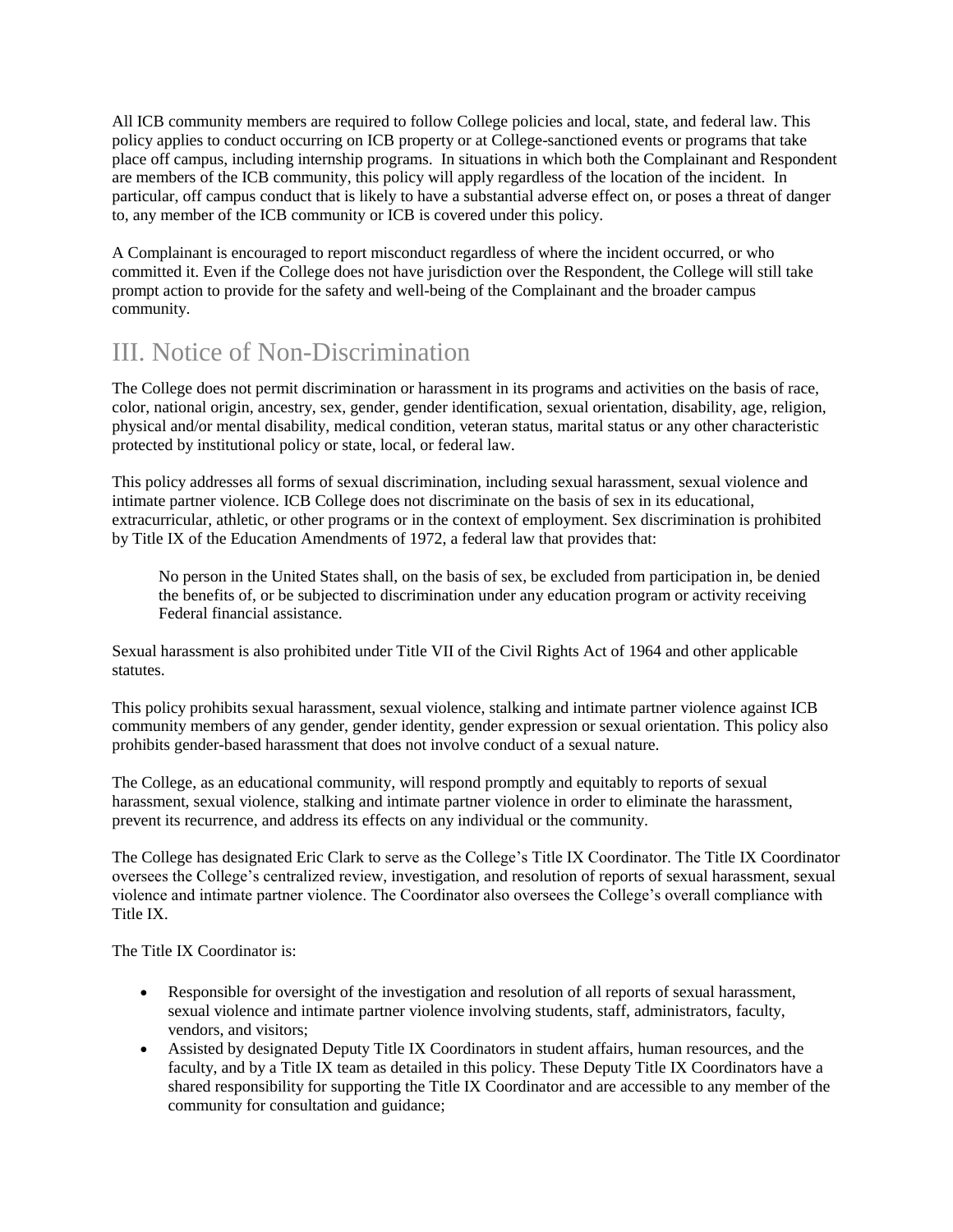All ICB community members are required to follow College policies and local, state, and federal law. This policy applies to conduct occurring on ICB property or at College-sanctioned events or programs that take place off campus, including internship programs. In situations in which both the Complainant and Respondent are members of the ICB community, this policy will apply regardless of the location of the incident. In particular, off campus conduct that is likely to have a substantial adverse effect on, or poses a threat of danger to, any member of the ICB community or ICB is covered under this policy.

A Complainant is encouraged to report misconduct regardless of where the incident occurred, or who committed it. Even if the College does not have jurisdiction over the Respondent, the College will still take prompt action to provide for the safety and well-being of the Complainant and the broader campus community.

## III. Notice of Non-Discrimination

The College does not permit discrimination or harassment in its programs and activities on the basis of race, color, national origin, ancestry, sex, gender, gender identification, sexual orientation, disability, age, religion, physical and/or mental disability, medical condition, veteran status, marital status or any other characteristic protected by institutional policy or state, local, or federal law.

This policy addresses all forms of sexual discrimination, including sexual harassment, sexual violence and intimate partner violence. ICB College does not discriminate on the basis of sex in its educational, extracurricular, athletic, or other programs or in the context of employment. Sex discrimination is prohibited by Title IX of the Education Amendments of 1972, a federal law that provides that:

> No person in the United States shall, on the basis of sex, be excluded from participation in, be denied the benefits of, or be subjected to discrimination under any education program or activity receiving Federal financial assistance.

Sexual harassment is also prohibited under Title VII of the Civil Rights Act of 1964 and other applicable statutes.

This policy prohibits sexual harassment, sexual violence, stalking and intimate partner violence against ICB community members of any gender, gender identity, gender expression or sexual orientation. This policy also prohibits gender-based harassment that does not involve conduct of a sexual nature.

The College, as an educational community, will respond promptly and equitably to reports of sexual harassment, sexual violence, stalking and intimate partner violence in order to eliminate the harassment, prevent its recurrence, and address its effects on any individual or the community.

The College has designated Eric Clark to serve as the College's Title IX Coordinator. The Title IX Coordinator oversees the College's centralized review, investigation, and resolution of reports of sexual harassment, sexual violence and intimate partner violence. The Coordinator also oversees the College's overall compliance with Title IX.

The Title IX Coordinator is:

- Responsible for oversight of the investigation and resolution of all reports of sexual harassment, sexual violence and intimate partner violence involving students, staff, administrators, faculty, vendors, and visitors;
- Assisted by designated Deputy Title IX Coordinators in student affairs, human resources, and the faculty, and by a Title IX team as detailed in this policy. These Deputy Title IX Coordinators have a shared responsibility for supporting the Title IX Coordinator and are accessible to any member of the community for consultation and guidance;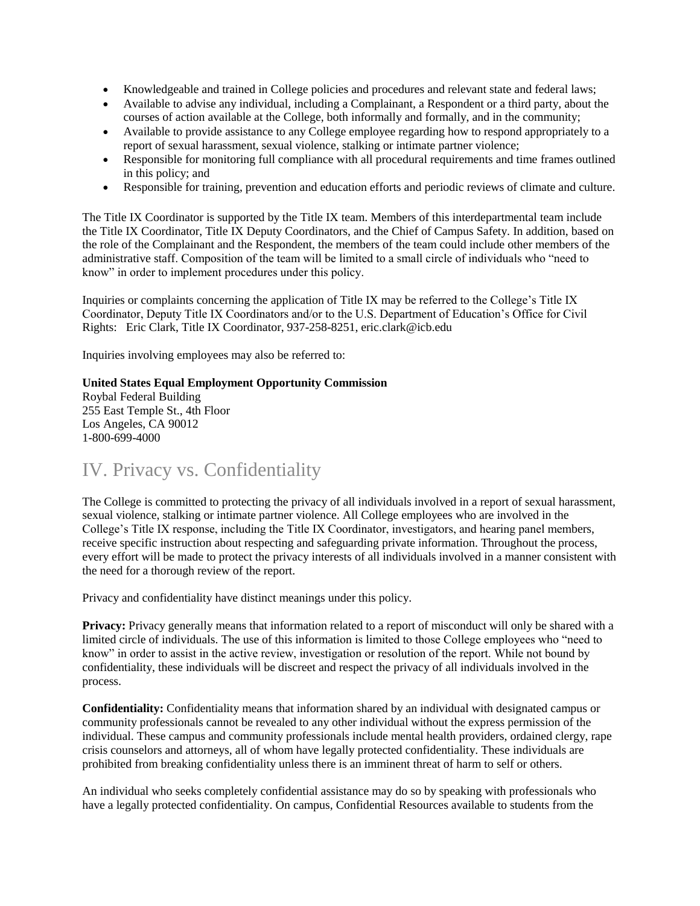- Knowledgeable and trained in College policies and procedures and relevant state and federal laws;
- Available to advise any individual, including a Complainant, a Respondent or a third party, about the courses of action available at the College, both informally and formally, and in the community;
- Available to provide assistance to any College employee regarding how to respond appropriately to a report of sexual harassment, sexual violence, stalking or intimate partner violence;
- Responsible for monitoring full compliance with all procedural requirements and time frames outlined in this policy; and
- Responsible for training, prevention and education efforts and periodic reviews of climate and culture.

The Title IX Coordinator is supported by the Title IX team. Members of this interdepartmental team include the Title IX Coordinator, Title IX Deputy Coordinators, and the Chief of Campus Safety. In addition, based on the role of the Complainant and the Respondent, the members of the team could include other members of the administrative staff. Composition of the team will be limited to a small circle of individuals who "need to know" in order to implement procedures under this policy.

Inquiries or complaints concerning the application of Title IX may be referred to the College's Title IX Coordinator, Deputy Title IX Coordinators and/or to the U.S. Department of Education's Office for Civil Rights: Eric Clark, Title IX Coordinator, 937-258-8251, eric.clark@icb.edu

Inquiries involving employees may also be referred to:

**United States Equal Employment Opportunity Commission**
Roybal Federal Building
255 East Temple St., 4th Floor
Los Angeles, CA 90012
1-800-699-4000

## IV. Privacy vs. Confidentiality

The College is committed to protecting the privacy of all individuals involved in a report of sexual harassment, sexual violence, stalking or intimate partner violence. All College employees who are involved in the College's Title IX response, including the Title IX Coordinator, investigators, and hearing panel members, receive specific instruction about respecting and safeguarding private information. Throughout the process, every effort will be made to protect the privacy interests of all individuals involved in a manner consistent with the need for a thorough review of the report.

Privacy and confidentiality have distinct meanings under this policy.

**Privacy:** Privacy generally means that information related to a report of misconduct will only be shared with a limited circle of individuals. The use of this information is limited to those College employees who "need to know" in order to assist in the active review, investigation or resolution of the report. While not bound by confidentiality, these individuals will be discreet and respect the privacy of all individuals involved in the process.

**Confidentiality:** Confidentiality means that information shared by an individual with designated campus or community professionals cannot be revealed to any other individual without the express permission of the individual. These campus and community professionals include mental health providers, ordained clergy, rape crisis counselors and attorneys, all of whom have legally protected confidentiality. These individuals are prohibited from breaking confidentiality unless there is an imminent threat of harm to self or others.

An individual who seeks completely confidential assistance may do so by speaking with professionals who have a legally protected confidentiality. On campus, Confidential Resources available to students from the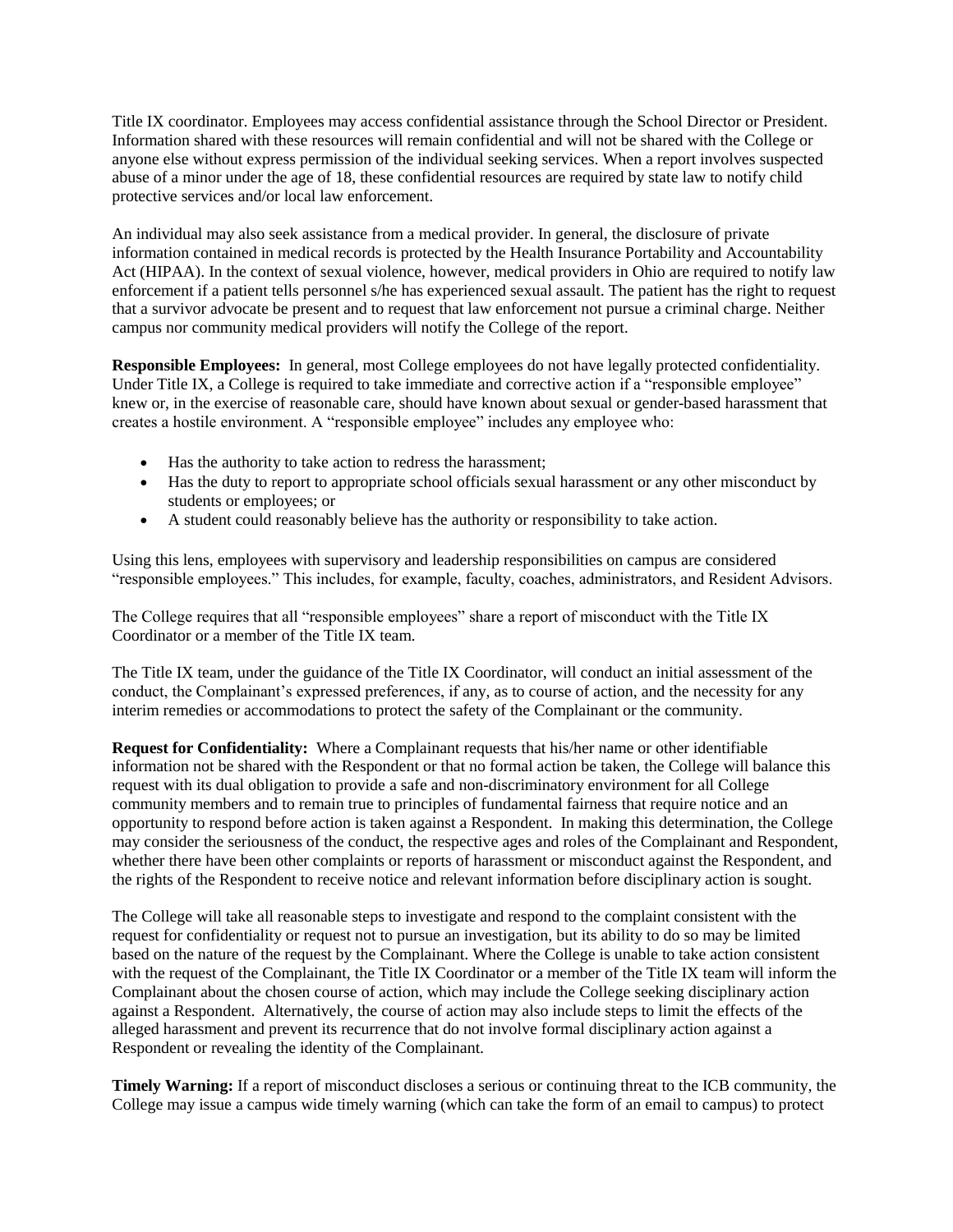Title IX coordinator. Employees may access confidential assistance through the School Director or President. Information shared with these resources will remain confidential and will not be shared with the College or anyone else without express permission of the individual seeking services. When a report involves suspected abuse of a minor under the age of 18, these confidential resources are required by state law to notify child protective services and/or local law enforcement.

An individual may also seek assistance from a medical provider. In general, the disclosure of private information contained in medical records is protected by the Health Insurance Portability and Accountability Act (HIPAA). In the context of sexual violence, however, medical providers in Ohio are required to notify law enforcement if a patient tells personnel s/he has experienced sexual assault. The patient has the right to request that a survivor advocate be present and to request that law enforcement not pursue a criminal charge. Neither campus nor community medical providers will notify the College of the report.

**Responsible Employees:** In general, most College employees do not have legally protected confidentiality. Under Title IX, a College is required to take immediate and corrective action if a "responsible employee" knew or, in the exercise of reasonable care, should have known about sexual or gender-based harassment that creates a hostile environment. A "responsible employee" includes any employee who:

- Has the authority to take action to redress the harassment;
- Has the duty to report to appropriate school officials sexual harassment or any other misconduct by students or employees; or
- A student could reasonably believe has the authority or responsibility to take action.

Using this lens, employees with supervisory and leadership responsibilities on campus are considered "responsible employees." This includes, for example, faculty, coaches, administrators, and Resident Advisors.

The College requires that all "responsible employees" share a report of misconduct with the Title IX Coordinator or a member of the Title IX team.

The Title IX team, under the guidance of the Title IX Coordinator, will conduct an initial assessment of the conduct, the Complainant's expressed preferences, if any, as to course of action, and the necessity for any interim remedies or accommodations to protect the safety of the Complainant or the community.

**Request for Confidentiality:** Where a Complainant requests that his/her name or other identifiable information not be shared with the Respondent or that no formal action be taken, the College will balance this request with its dual obligation to provide a safe and non-discriminatory environment for all College community members and to remain true to principles of fundamental fairness that require notice and an opportunity to respond before action is taken against a Respondent. In making this determination, the College may consider the seriousness of the conduct, the respective ages and roles of the Complainant and Respondent, whether there have been other complaints or reports of harassment or misconduct against the Respondent, and the rights of the Respondent to receive notice and relevant information before disciplinary action is sought.

The College will take all reasonable steps to investigate and respond to the complaint consistent with the request for confidentiality or request not to pursue an investigation, but its ability to do so may be limited based on the nature of the request by the Complainant. Where the College is unable to take action consistent with the request of the Complainant, the Title IX Coordinator or a member of the Title IX team will inform the Complainant about the chosen course of action, which may include the College seeking disciplinary action against a Respondent. Alternatively, the course of action may also include steps to limit the effects of the alleged harassment and prevent its recurrence that do not involve formal disciplinary action against a Respondent or revealing the identity of the Complainant.

**Timely Warning:** If a report of misconduct discloses a serious or continuing threat to the ICB community, the College may issue a campus wide timely warning (which can take the form of an email to campus) to protect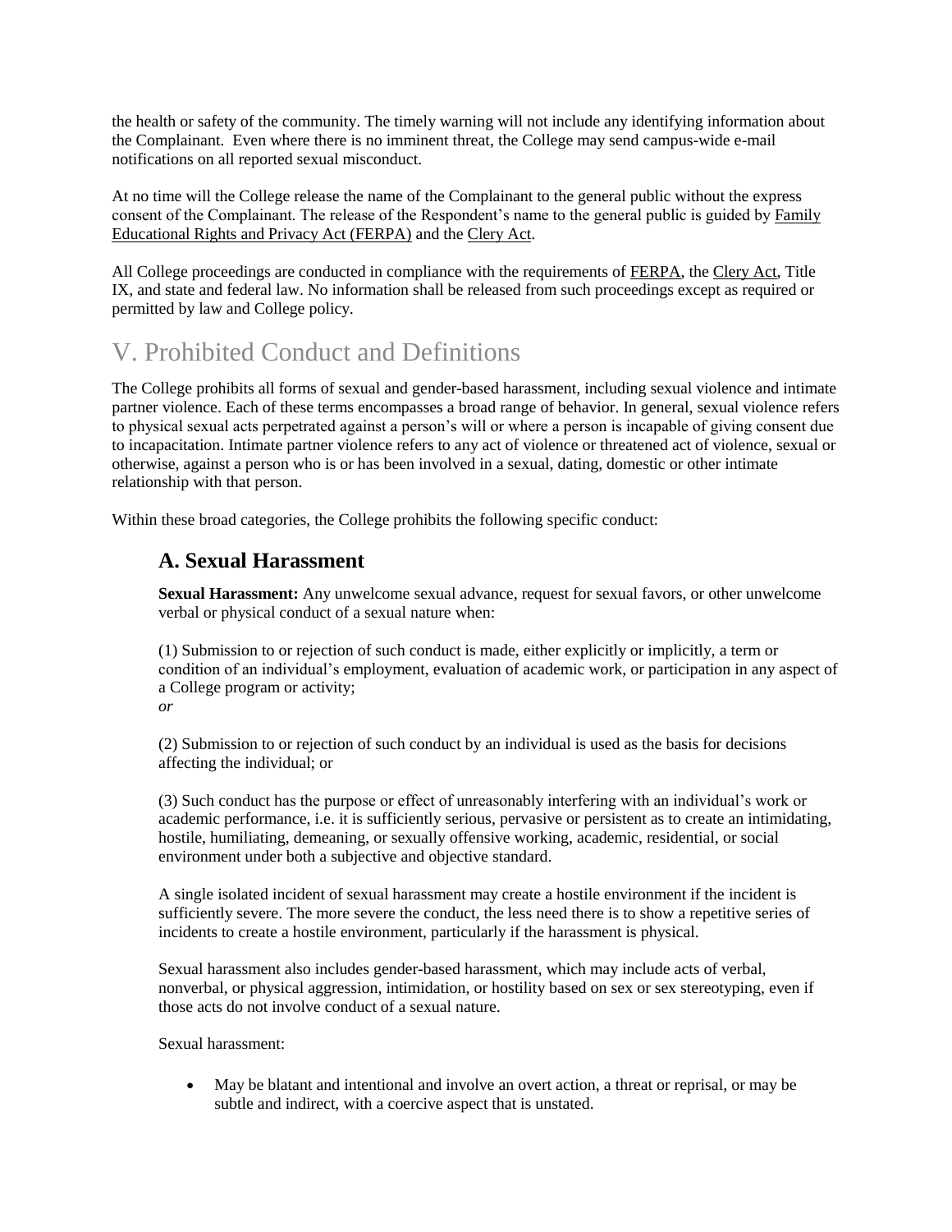the health or safety of the community. The timely warning will not include any identifying information about the Complainant. Even where there is no imminent threat, the College may send campus-wide e-mail notifications on all reported sexual misconduct.

At no time will the College release the name of the Complainant to the general public without the express consent of the Complainant. The release of the Respondent's name to the general public is guided by Family Educational Rights and Privacy Act (FERPA) and the Clery Act.

All College proceedings are conducted in compliance with the requirements of FERPA, the Clery Act, Title IX, and state and federal law. No information shall be released from such proceedings except as required or permitted by law and College policy.

# V. Prohibited Conduct and Definitions

The College prohibits all forms of sexual and gender-based harassment, including sexual violence and intimate partner violence. Each of these terms encompasses a broad range of behavior. In general, sexual violence refers to physical sexual acts perpetrated against a person's will or where a person is incapable of giving consent due to incapacitation. Intimate partner violence refers to any act of violence or threatened act of violence, sexual or otherwise, against a person who is or has been involved in a sexual, dating, domestic or other intimate relationship with that person.

Within these broad categories, the College prohibits the following specific conduct:

## A. Sexual Harassment

**Sexual Harassment:** Any unwelcome sexual advance, request for sexual favors, or other unwelcome verbal or physical conduct of a sexual nature when:

(1) Submission to or rejection of such conduct is made, either explicitly or implicitly, a term or condition of an individual's employment, evaluation of academic work, or participation in any aspect of a College program or activity;
*or*

(2) Submission to or rejection of such conduct by an individual is used as the basis for decisions affecting the individual; or

(3) Such conduct has the purpose or effect of unreasonably interfering with an individual's work or academic performance, i.e. it is sufficiently serious, pervasive or persistent as to create an intimidating, hostile, humiliating, demeaning, or sexually offensive working, academic, residential, or social environment under both a subjective and objective standard.

A single isolated incident of sexual harassment may create a hostile environment if the incident is sufficiently severe. The more severe the conduct, the less need there is to show a repetitive series of incidents to create a hostile environment, particularly if the harassment is physical.

Sexual harassment also includes gender-based harassment, which may include acts of verbal, nonverbal, or physical aggression, intimidation, or hostility based on sex or sex stereotyping, even if those acts do not involve conduct of a sexual nature.

Sexual harassment:

- May be blatant and intentional and involve an overt action, a threat or reprisal, or may be subtle and indirect, with a coercive aspect that is unstated.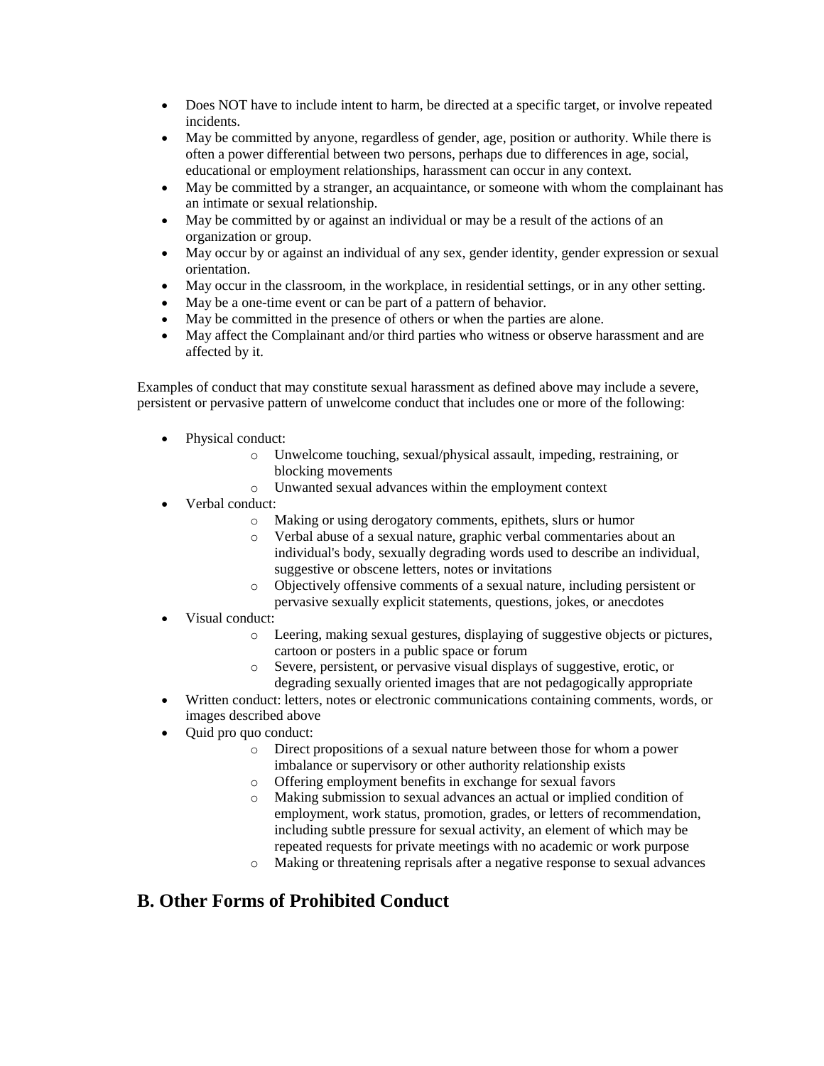- Does NOT have to include intent to harm, be directed at a specific target, or involve repeated incidents.
- May be committed by anyone, regardless of gender, age, position or authority. While there is often a power differential between two persons, perhaps due to differences in age, social, educational or employment relationships, harassment can occur in any context.
- May be committed by a stranger, an acquaintance, or someone with whom the complainant has an intimate or sexual relationship.
- May be committed by or against an individual or may be a result of the actions of an organization or group.
- May occur by or against an individual of any sex, gender identity, gender expression or sexual orientation.
- May occur in the classroom, in the workplace, in residential settings, or in any other setting.
- May be a one-time event or can be part of a pattern of behavior.
- May be committed in the presence of others or when the parties are alone.
- May affect the Complainant and/or third parties who witness or observe harassment and are affected by it.

Examples of conduct that may constitute sexual harassment as defined above may include a severe, persistent or pervasive pattern of unwelcome conduct that includes one or more of the following:

- Physical conduct:
  - Unwelcome touching, sexual/physical assault, impeding, restraining, or blocking movements
  - Unwanted sexual advances within the employment context
- Verbal conduct:
  - Making or using derogatory comments, epithets, slurs or humor
  - Verbal abuse of a sexual nature, graphic verbal commentaries about an individual's body, sexually degrading words used to describe an individual, suggestive or obscene letters, notes or invitations
  - Objectively offensive comments of a sexual nature, including persistent or pervasive sexually explicit statements, questions, jokes, or anecdotes
- Visual conduct:
  - Leering, making sexual gestures, displaying of suggestive objects or pictures, cartoon or posters in a public space or forum
  - Severe, persistent, or pervasive visual displays of suggestive, erotic, or degrading sexually oriented images that are not pedagogically appropriate
- Written conduct: letters, notes or electronic communications containing comments, words, or images described above
- Quid pro quo conduct:
  - Direct propositions of a sexual nature between those for whom a power imbalance or supervisory or other authority relationship exists
  - Offering employment benefits in exchange for sexual favors
  - Making submission to sexual advances an actual or implied condition of employment, work status, promotion, grades, or letters of recommendation, including subtle pressure for sexual activity, an element of which may be repeated requests for private meetings with no academic or work purpose
  - Making or threatening reprisals after a negative response to sexual advances

## B. Other Forms of Prohibited Conduct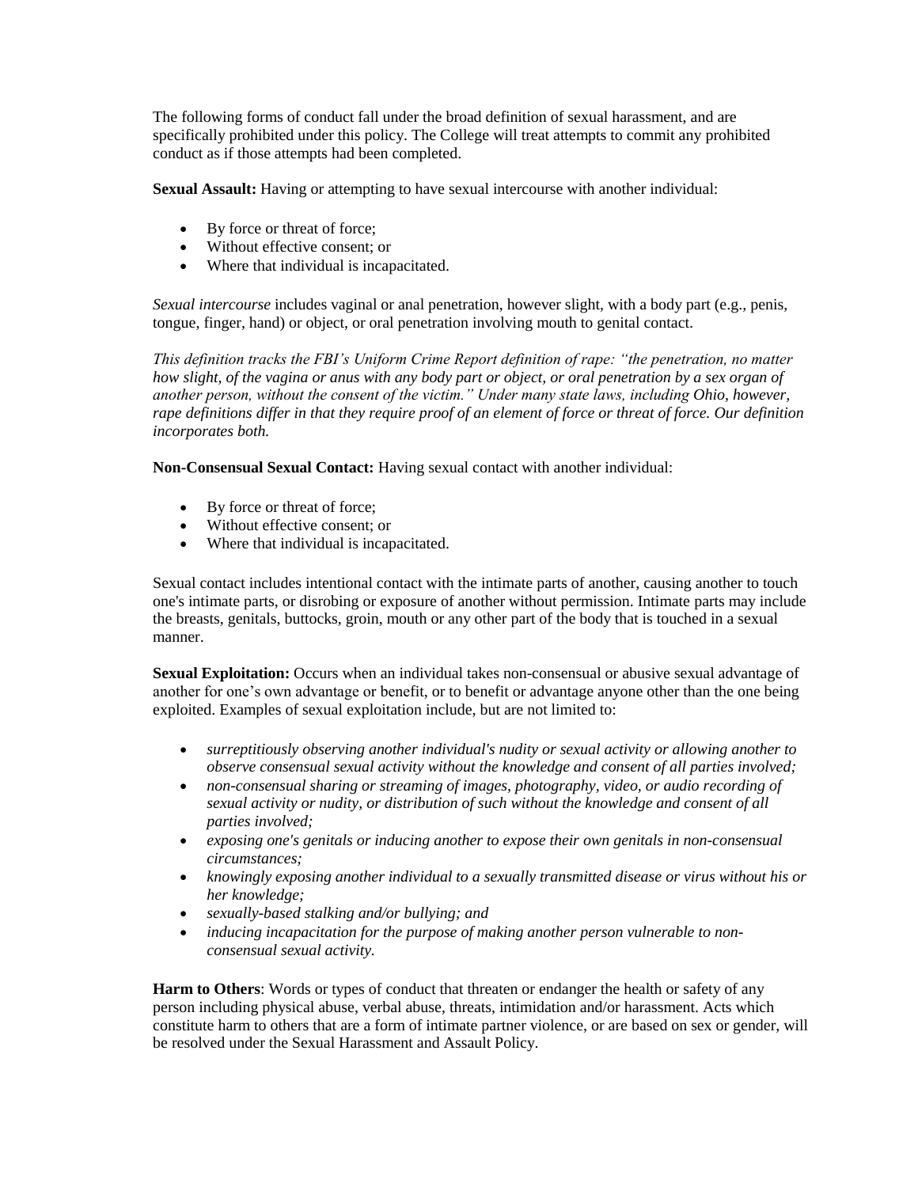The following forms of conduct fall under the broad definition of sexual harassment, and are specifically prohibited under this policy. The College will treat attempts to commit any prohibited conduct as if those attempts had been completed.

**Sexual Assault:** Having or attempting to have sexual intercourse with another individual:

- By force or threat of force;
- Without effective consent; or
- Where that individual is incapacitated.

*Sexual intercourse* includes vaginal or anal penetration, however slight, with a body part (e.g., penis, tongue, finger, hand) or object, or oral penetration involving mouth to genital contact.

*This definition tracks the FBI's Uniform Crime Report definition of rape: "the penetration, no matter how slight, of the vagina or anus with any body part or object, or oral penetration by a sex organ of another person, without the consent of the victim." Under many state laws, including Ohio, however, rape definitions differ in that they require proof of an element of force or threat of force. Our definition incorporates both.*

**Non-Consensual Sexual Contact:** Having sexual contact with another individual:

- By force or threat of force;
- Without effective consent; or
- Where that individual is incapacitated.

Sexual contact includes intentional contact with the intimate parts of another, causing another to touch one's intimate parts, or disrobing or exposure of another without permission. Intimate parts may include the breasts, genitals, buttocks, groin, mouth or any other part of the body that is touched in a sexual manner.

**Sexual Exploitation:** Occurs when an individual takes non-consensual or abusive sexual advantage of another for one's own advantage or benefit, or to benefit or advantage anyone other than the one being exploited. Examples of sexual exploitation include, but are not limited to:

- *surreptitiously observing another individual's nudity or sexual activity or allowing another to observe consensual sexual activity without the knowledge and consent of all parties involved;*
- *non-consensual sharing or streaming of images, photography, video, or audio recording of sexual activity or nudity, or distribution of such without the knowledge and consent of all parties involved;*
- *exposing one's genitals or inducing another to expose their own genitals in non-consensual circumstances;*
- *knowingly exposing another individual to a sexually transmitted disease or virus without his or her knowledge;*
- *sexually-based stalking and/or bullying; and*
- *inducing incapacitation for the purpose of making another person vulnerable to non-consensual sexual activity.*

**Harm to Others**: Words or types of conduct that threaten or endanger the health or safety of any person including physical abuse, verbal abuse, threats, intimidation and/or harassment. Acts which constitute harm to others that are a form of intimate partner violence, or are based on sex or gender, will be resolved under the Sexual Harassment and Assault Policy.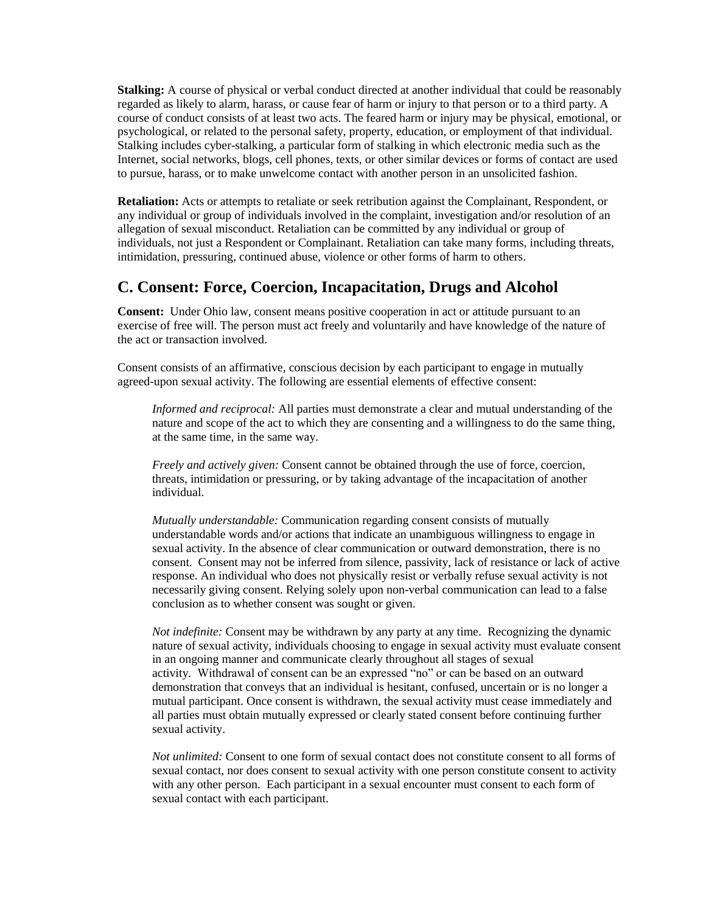**Stalking:** A course of physical or verbal conduct directed at another individual that could be reasonably regarded as likely to alarm, harass, or cause fear of harm or injury to that person or to a third party. A course of conduct consists of at least two acts. The feared harm or injury may be physical, emotional, or psychological, or related to the personal safety, property, education, or employment of that individual. Stalking includes cyber-stalking, a particular form of stalking in which electronic media such as the Internet, social networks, blogs, cell phones, texts, or other similar devices or forms of contact are used to pursue, harass, or to make unwelcome contact with another person in an unsolicited fashion.

**Retaliation:** Acts or attempts to retaliate or seek retribution against the Complainant, Respondent, or any individual or group of individuals involved in the complaint, investigation and/or resolution of an allegation of sexual misconduct. Retaliation can be committed by any individual or group of individuals, not just a Respondent or Complainant. Retaliation can take many forms, including threats, intimidation, pressuring, continued abuse, violence or other forms of harm to others.

## C. Consent: Force, Coercion, Incapacitation, Drugs and Alcohol

**Consent:** Under Ohio law, consent means positive cooperation in act or attitude pursuant to an exercise of free will. The person must act freely and voluntarily and have knowledge of the nature of the act or transaction involved.

Consent consists of an affirmative, conscious decision by each participant to engage in mutually agreed-upon sexual activity. The following are essential elements of effective consent:

*Informed and reciprocal:* All parties must demonstrate a clear and mutual understanding of the nature and scope of the act to which they are consenting and a willingness to do the same thing, at the same time, in the same way.

*Freely and actively given:* Consent cannot be obtained through the use of force, coercion, threats, intimidation or pressuring, or by taking advantage of the incapacitation of another individual.

*Mutually understandable:* Communication regarding consent consists of mutually understandable words and/or actions that indicate an unambiguous willingness to engage in sexual activity. In the absence of clear communication or outward demonstration, there is no consent. Consent may not be inferred from silence, passivity, lack of resistance or lack of active response. An individual who does not physically resist or verbally refuse sexual activity is not necessarily giving consent. Relying solely upon non-verbal communication can lead to a false conclusion as to whether consent was sought or given.

*Not indefinite:* Consent may be withdrawn by any party at any time. Recognizing the dynamic nature of sexual activity, individuals choosing to engage in sexual activity must evaluate consent in an ongoing manner and communicate clearly throughout all stages of sexual activity. Withdrawal of consent can be an expressed "no" or can be based on an outward demonstration that conveys that an individual is hesitant, confused, uncertain or is no longer a mutual participant. Once consent is withdrawn, the sexual activity must cease immediately and all parties must obtain mutually expressed or clearly stated consent before continuing further sexual activity.

*Not unlimited:* Consent to one form of sexual contact does not constitute consent to all forms of sexual contact, nor does consent to sexual activity with one person constitute consent to activity with any other person. Each participant in a sexual encounter must consent to each form of sexual contact with each participant.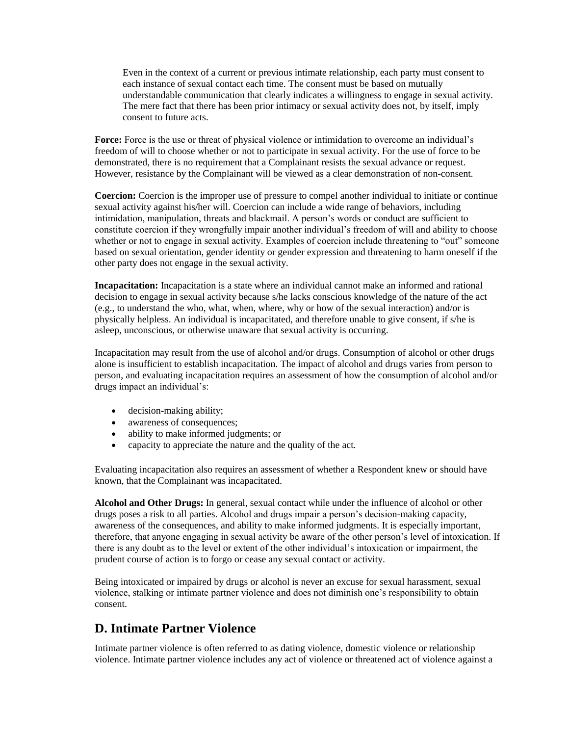Even in the context of a current or previous intimate relationship, each party must consent to each instance of sexual contact each time. The consent must be based on mutually understandable communication that clearly indicates a willingness to engage in sexual activity. The mere fact that there has been prior intimacy or sexual activity does not, by itself, imply consent to future acts.

**Force:** Force is the use or threat of physical violence or intimidation to overcome an individual's freedom of will to choose whether or not to participate in sexual activity. For the use of force to be demonstrated, there is no requirement that a Complainant resists the sexual advance or request. However, resistance by the Complainant will be viewed as a clear demonstration of non-consent.

**Coercion:** Coercion is the improper use of pressure to compel another individual to initiate or continue sexual activity against his/her will. Coercion can include a wide range of behaviors, including intimidation, manipulation, threats and blackmail. A person's words or conduct are sufficient to constitute coercion if they wrongfully impair another individual's freedom of will and ability to choose whether or not to engage in sexual activity. Examples of coercion include threatening to "out" someone based on sexual orientation, gender identity or gender expression and threatening to harm oneself if the other party does not engage in the sexual activity.

**Incapacitation:** Incapacitation is a state where an individual cannot make an informed and rational decision to engage in sexual activity because s/he lacks conscious knowledge of the nature of the act (e.g., to understand the who, what, when, where, why or how of the sexual interaction) and/or is physically helpless. An individual is incapacitated, and therefore unable to give consent, if s/he is asleep, unconscious, or otherwise unaware that sexual activity is occurring.

Incapacitation may result from the use of alcohol and/or drugs. Consumption of alcohol or other drugs alone is insufficient to establish incapacitation. The impact of alcohol and drugs varies from person to person, and evaluating incapacitation requires an assessment of how the consumption of alcohol and/or drugs impact an individual's:

- decision-making ability;
- awareness of consequences;
- ability to make informed judgments; or
- capacity to appreciate the nature and the quality of the act.

Evaluating incapacitation also requires an assessment of whether a Respondent knew or should have known, that the Complainant was incapacitated.

**Alcohol and Other Drugs:** In general, sexual contact while under the influence of alcohol or other drugs poses a risk to all parties. Alcohol and drugs impair a person's decision-making capacity, awareness of the consequences, and ability to make informed judgments. It is especially important, therefore, that anyone engaging in sexual activity be aware of the other person's level of intoxication. If there is any doubt as to the level or extent of the other individual's intoxication or impairment, the prudent course of action is to forgo or cease any sexual contact or activity.

Being intoxicated or impaired by drugs or alcohol is never an excuse for sexual harassment, sexual violence, stalking or intimate partner violence and does not diminish one's responsibility to obtain consent.

## D. Intimate Partner Violence

Intimate partner violence is often referred to as dating violence, domestic violence or relationship violence. Intimate partner violence includes any act of violence or threatened act of violence against a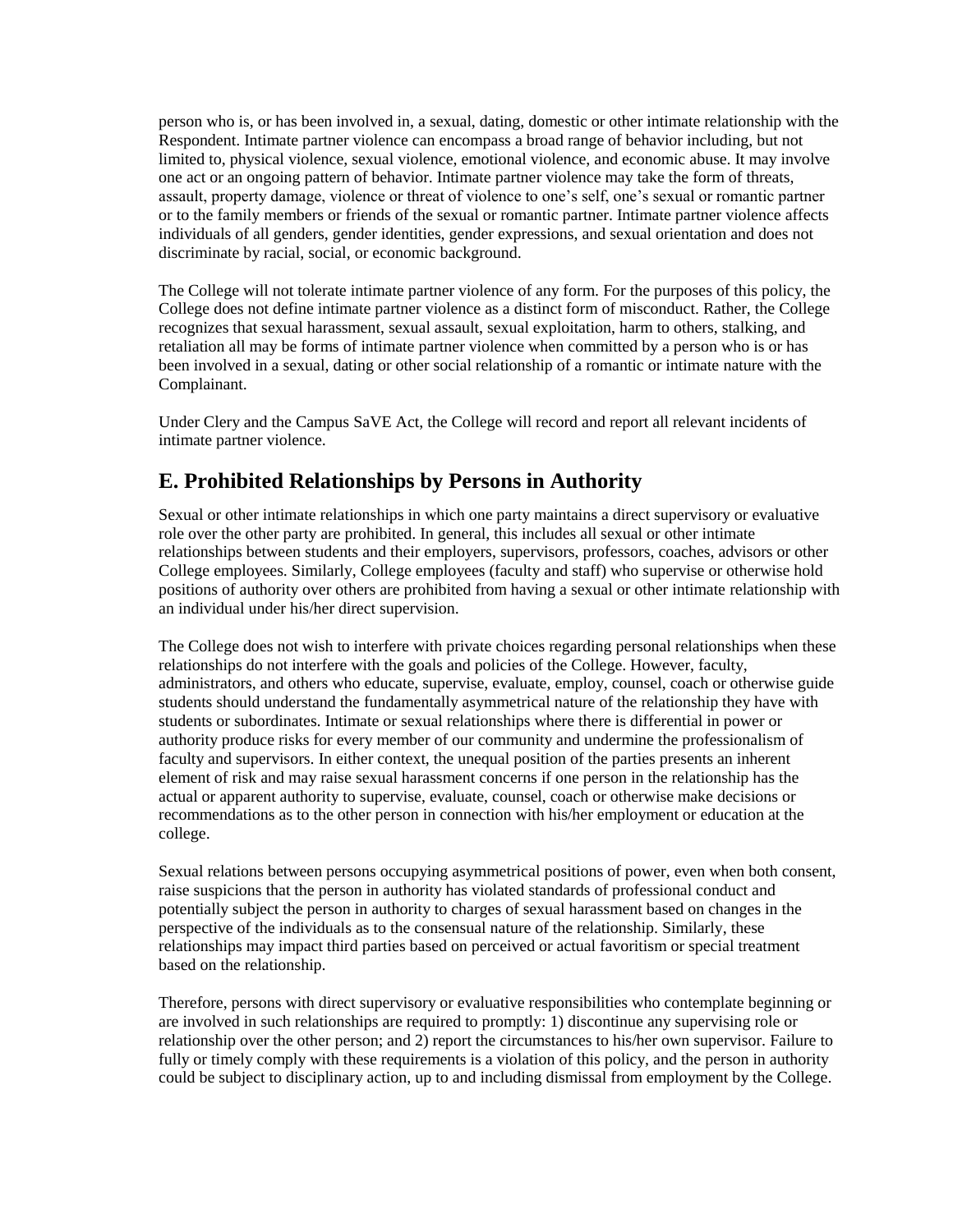person who is, or has been involved in, a sexual, dating, domestic or other intimate relationship with the Respondent. Intimate partner violence can encompass a broad range of behavior including, but not limited to, physical violence, sexual violence, emotional violence, and economic abuse. It may involve one act or an ongoing pattern of behavior. Intimate partner violence may take the form of threats, assault, property damage, violence or threat of violence to one's self, one's sexual or romantic partner or to the family members or friends of the sexual or romantic partner. Intimate partner violence affects individuals of all genders, gender identities, gender expressions, and sexual orientation and does not discriminate by racial, social, or economic background.

The College will not tolerate intimate partner violence of any form. For the purposes of this policy, the College does not define intimate partner violence as a distinct form of misconduct. Rather, the College recognizes that sexual harassment, sexual assault, sexual exploitation, harm to others, stalking, and retaliation all may be forms of intimate partner violence when committed by a person who is or has been involved in a sexual, dating or other social relationship of a romantic or intimate nature with the Complainant.

Under Clery and the Campus SaVE Act, the College will record and report all relevant incidents of intimate partner violence.

## E. Prohibited Relationships by Persons in Authority

Sexual or other intimate relationships in which one party maintains a direct supervisory or evaluative role over the other party are prohibited. In general, this includes all sexual or other intimate relationships between students and their employers, supervisors, professors, coaches, advisors or other College employees. Similarly, College employees (faculty and staff) who supervise or otherwise hold positions of authority over others are prohibited from having a sexual or other intimate relationship with an individual under his/her direct supervision.

The College does not wish to interfere with private choices regarding personal relationships when these relationships do not interfere with the goals and policies of the College. However, faculty, administrators, and others who educate, supervise, evaluate, employ, counsel, coach or otherwise guide students should understand the fundamentally asymmetrical nature of the relationship they have with students or subordinates. Intimate or sexual relationships where there is differential in power or authority produce risks for every member of our community and undermine the professionalism of faculty and supervisors. In either context, the unequal position of the parties presents an inherent element of risk and may raise sexual harassment concerns if one person in the relationship has the actual or apparent authority to supervise, evaluate, counsel, coach or otherwise make decisions or recommendations as to the other person in connection with his/her employment or education at the college.

Sexual relations between persons occupying asymmetrical positions of power, even when both consent, raise suspicions that the person in authority has violated standards of professional conduct and potentially subject the person in authority to charges of sexual harassment based on changes in the perspective of the individuals as to the consensual nature of the relationship. Similarly, these relationships may impact third parties based on perceived or actual favoritism or special treatment based on the relationship.

Therefore, persons with direct supervisory or evaluative responsibilities who contemplate beginning or are involved in such relationships are required to promptly: 1) discontinue any supervising role or relationship over the other person; and 2) report the circumstances to his/her own supervisor. Failure to fully or timely comply with these requirements is a violation of this policy, and the person in authority could be subject to disciplinary action, up to and including dismissal from employment by the College.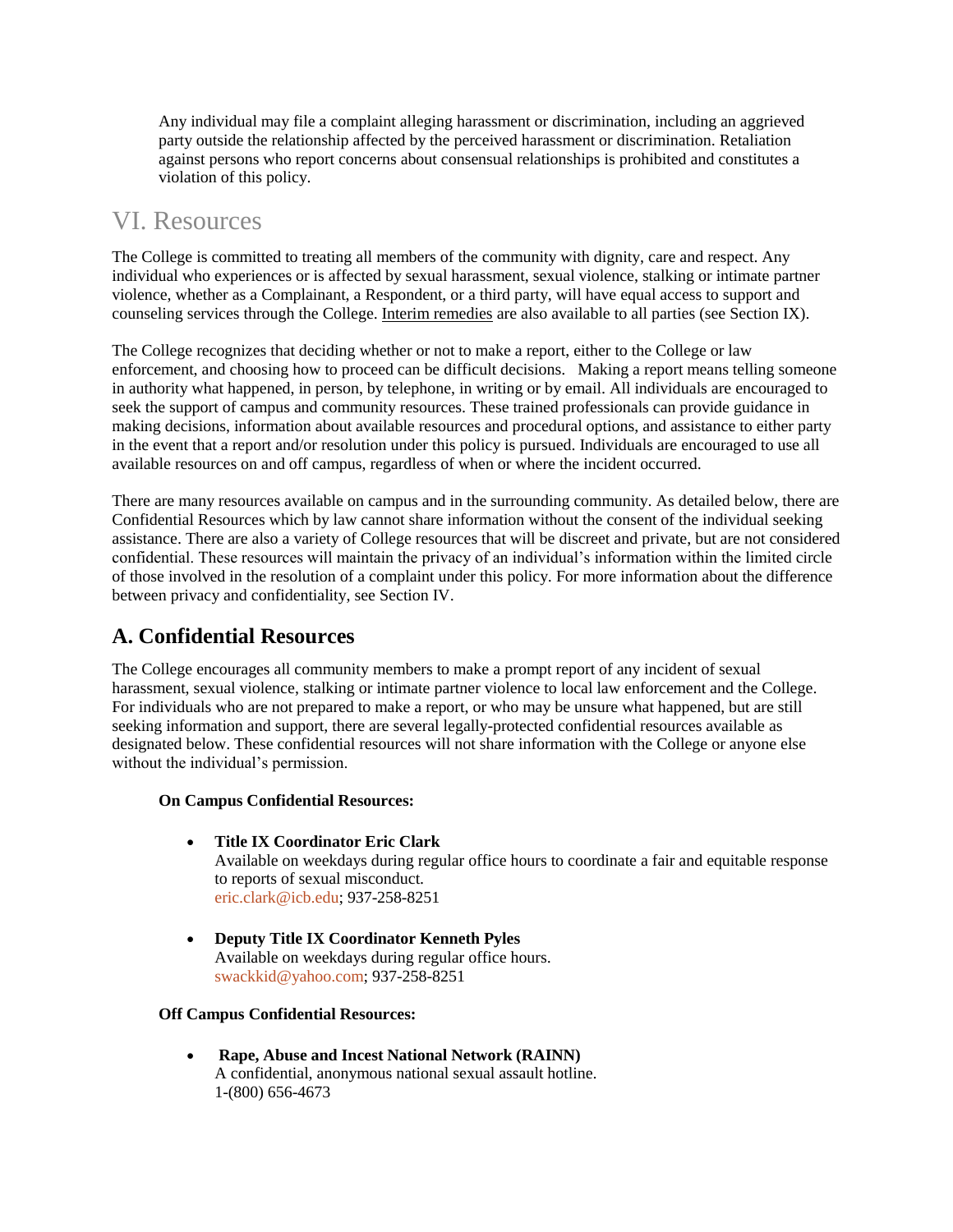Any individual may file a complaint alleging harassment or discrimination, including an aggrieved party outside the relationship affected by the perceived harassment or discrimination. Retaliation against persons who report concerns about consensual relationships is prohibited and constitutes a violation of this policy.

# VI. Resources

The College is committed to treating all members of the community with dignity, care and respect. Any individual who experiences or is affected by sexual harassment, sexual violence, stalking or intimate partner violence, whether as a Complainant, a Respondent, or a third party, will have equal access to support and counseling services through the College. Interim remedies are also available to all parties (see Section IX).

The College recognizes that deciding whether or not to make a report, either to the College or law enforcement, and choosing how to proceed can be difficult decisions. Making a report means telling someone in authority what happened, in person, by telephone, in writing or by email. All individuals are encouraged to seek the support of campus and community resources. These trained professionals can provide guidance in making decisions, information about available resources and procedural options, and assistance to either party in the event that a report and/or resolution under this policy is pursued. Individuals are encouraged to use all available resources on and off campus, regardless of when or where the incident occurred.

There are many resources available on campus and in the surrounding community. As detailed below, there are Confidential Resources which by law cannot share information without the consent of the individual seeking assistance. There are also a variety of College resources that will be discreet and private, but are not considered confidential. These resources will maintain the privacy of an individual's information within the limited circle of those involved in the resolution of a complaint under this policy. For more information about the difference between privacy and confidentiality, see Section IV.

## A. Confidential Resources

The College encourages all community members to make a prompt report of any incident of sexual harassment, sexual violence, stalking or intimate partner violence to local law enforcement and the College. For individuals who are not prepared to make a report, or who may be unsure what happened, but are still seeking information and support, there are several legally-protected confidential resources available as designated below. These confidential resources will not share information with the College or anyone else without the individual's permission.

**On Campus Confidential Resources:**

- **Title IX Coordinator Eric Clark**
  Available on weekdays during regular office hours to coordinate a fair and equitable response to reports of sexual misconduct.
  eric.clark@icb.edu; 937-258-8251

- **Deputy Title IX Coordinator Kenneth Pyles**
  Available on weekdays during regular office hours.
  swackkid@yahoo.com; 937-258-8251

**Off Campus Confidential Resources:**

- **Rape, Abuse and Incest National Network (RAINN)**
  A confidential, anonymous national sexual assault hotline.
  1-(800) 656-4673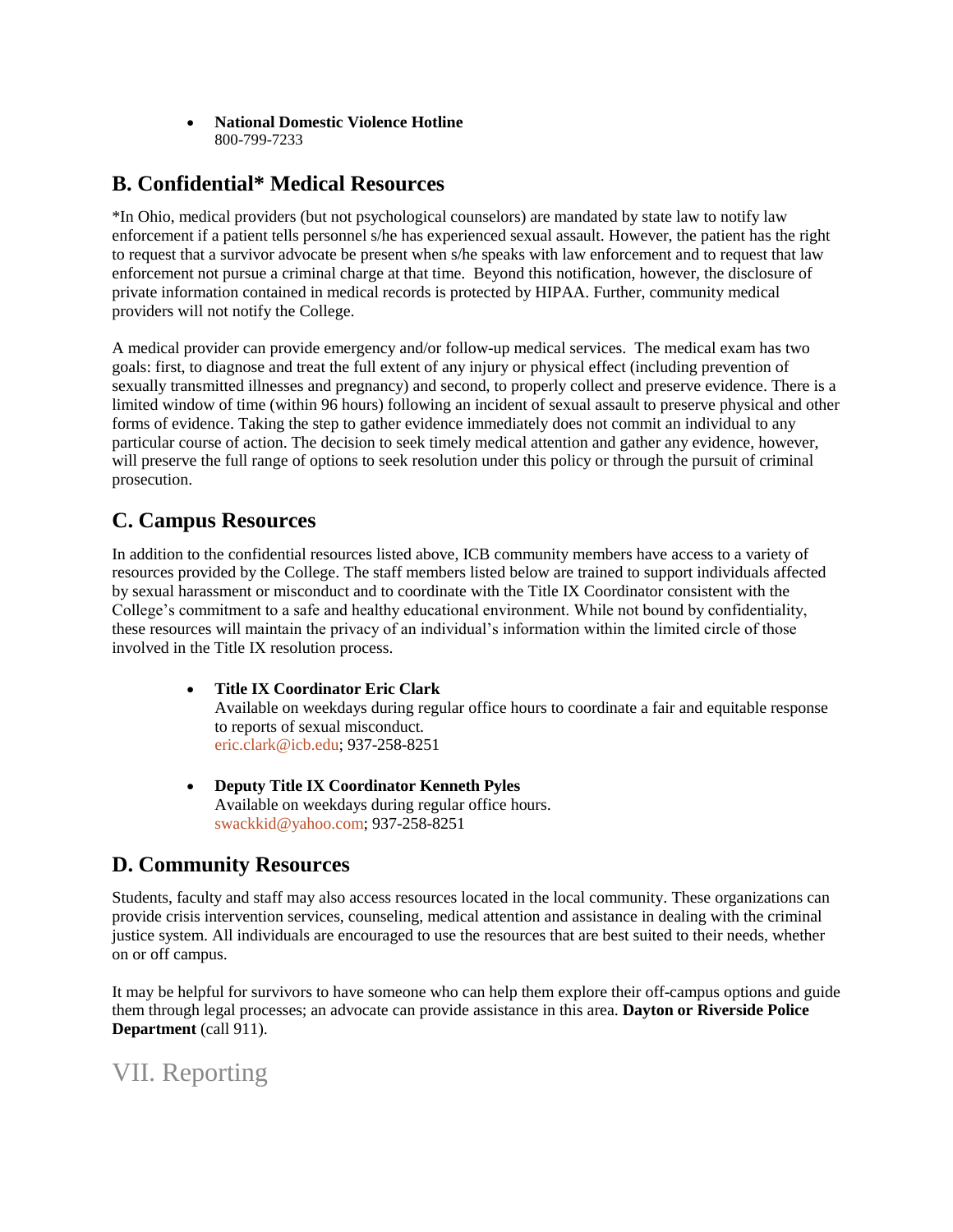- **National Domestic Violence Hotline**
  800-799-7233

## B. Confidential* Medical Resources

*In Ohio, medical providers (but not psychological counselors) are mandated by state law to notify law enforcement if a patient tells personnel s/he has experienced sexual assault. However, the patient has the right to request that a survivor advocate be present when s/he speaks with law enforcement and to request that law enforcement not pursue a criminal charge at that time. Beyond this notification, however, the disclosure of private information contained in medical records is protected by HIPAA. Further, community medical providers will not notify the College.

A medical provider can provide emergency and/or follow-up medical services. The medical exam has two goals: first, to diagnose and treat the full extent of any injury or physical effect (including prevention of sexually transmitted illnesses and pregnancy) and second, to properly collect and preserve evidence. There is a limited window of time (within 96 hours) following an incident of sexual assault to preserve physical and other forms of evidence. Taking the step to gather evidence immediately does not commit an individual to any particular course of action. The decision to seek timely medical attention and gather any evidence, however, will preserve the full range of options to seek resolution under this policy or through the pursuit of criminal prosecution.

## C. Campus Resources

In addition to the confidential resources listed above, ICB community members have access to a variety of resources provided by the College. The staff members listed below are trained to support individuals affected by sexual harassment or misconduct and to coordinate with the Title IX Coordinator consistent with the College's commitment to a safe and healthy educational environment. While not bound by confidentiality, these resources will maintain the privacy of an individual's information within the limited circle of those involved in the Title IX resolution process.

- **Title IX Coordinator Eric Clark**
  Available on weekdays during regular office hours to coordinate a fair and equitable response to reports of sexual misconduct.
  eric.clark@icb.edu; 937-258-8251

- **Deputy Title IX Coordinator Kenneth Pyles**
  Available on weekdays during regular office hours.
  swackkid@yahoo.com; 937-258-8251

## D. Community Resources

Students, faculty and staff may also access resources located in the local community. These organizations can provide crisis intervention services, counseling, medical attention and assistance in dealing with the criminal justice system. All individuals are encouraged to use the resources that are best suited to their needs, whether on or off campus.

It may be helpful for survivors to have someone who can help them explore their off-campus options and guide them through legal processes; an advocate can provide assistance in this area. **Dayton or Riverside Police Department** (call 911).

# VII. Reporting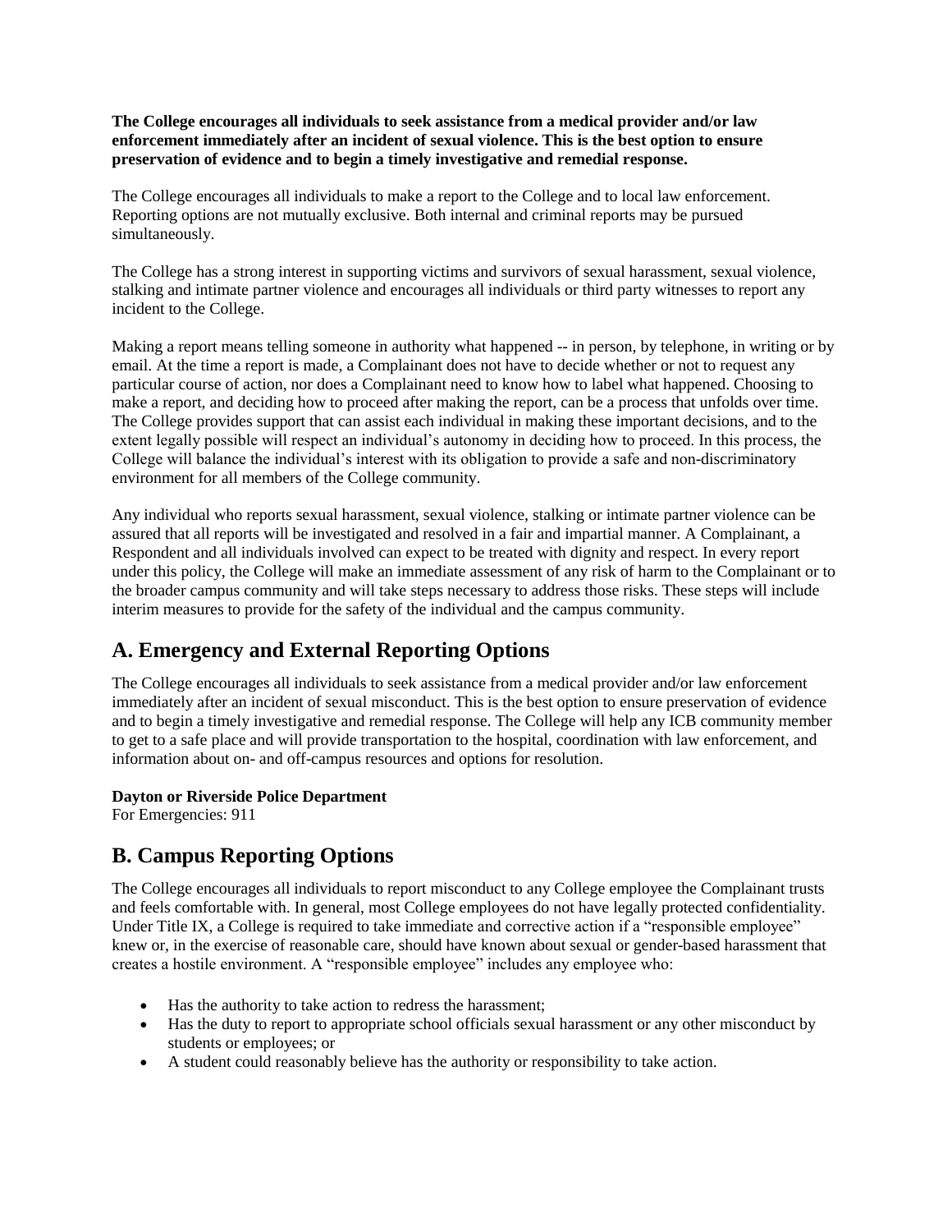**The College encourages all individuals to seek assistance from a medical provider and/or law enforcement immediately after an incident of sexual violence. This is the best option to ensure preservation of evidence and to begin a timely investigative and remedial response.**

The College encourages all individuals to make a report to the College and to local law enforcement. Reporting options are not mutually exclusive. Both internal and criminal reports may be pursued simultaneously.

The College has a strong interest in supporting victims and survivors of sexual harassment, sexual violence, stalking and intimate partner violence and encourages all individuals or third party witnesses to report any incident to the College.

Making a report means telling someone in authority what happened -- in person, by telephone, in writing or by email. At the time a report is made, a Complainant does not have to decide whether or not to request any particular course of action, nor does a Complainant need to know how to label what happened. Choosing to make a report, and deciding how to proceed after making the report, can be a process that unfolds over time. The College provides support that can assist each individual in making these important decisions, and to the extent legally possible will respect an individual's autonomy in deciding how to proceed. In this process, the College will balance the individual's interest with its obligation to provide a safe and non-discriminatory environment for all members of the College community.

Any individual who reports sexual harassment, sexual violence, stalking or intimate partner violence can be assured that all reports will be investigated and resolved in a fair and impartial manner. A Complainant, a Respondent and all individuals involved can expect to be treated with dignity and respect. In every report under this policy, the College will make an immediate assessment of any risk of harm to the Complainant or to the broader campus community and will take steps necessary to address those risks. These steps will include interim measures to provide for the safety of the individual and the campus community.

## A. Emergency and External Reporting Options

The College encourages all individuals to seek assistance from a medical provider and/or law enforcement immediately after an incident of sexual misconduct. This is the best option to ensure preservation of evidence and to begin a timely investigative and remedial response. The College will help any ICB community member to get to a safe place and will provide transportation to the hospital, coordination with law enforcement, and information about on- and off-campus resources and options for resolution.

**Dayton or Riverside Police Department**
For Emergencies: 911

## B. Campus Reporting Options

The College encourages all individuals to report misconduct to any College employee the Complainant trusts and feels comfortable with. In general, most College employees do not have legally protected confidentiality. Under Title IX, a College is required to take immediate and corrective action if a "responsible employee" knew or, in the exercise of reasonable care, should have known about sexual or gender-based harassment that creates a hostile environment. A "responsible employee" includes any employee who:

- Has the authority to take action to redress the harassment;
- Has the duty to report to appropriate school officials sexual harassment or any other misconduct by students or employees; or
- A student could reasonably believe has the authority or responsibility to take action.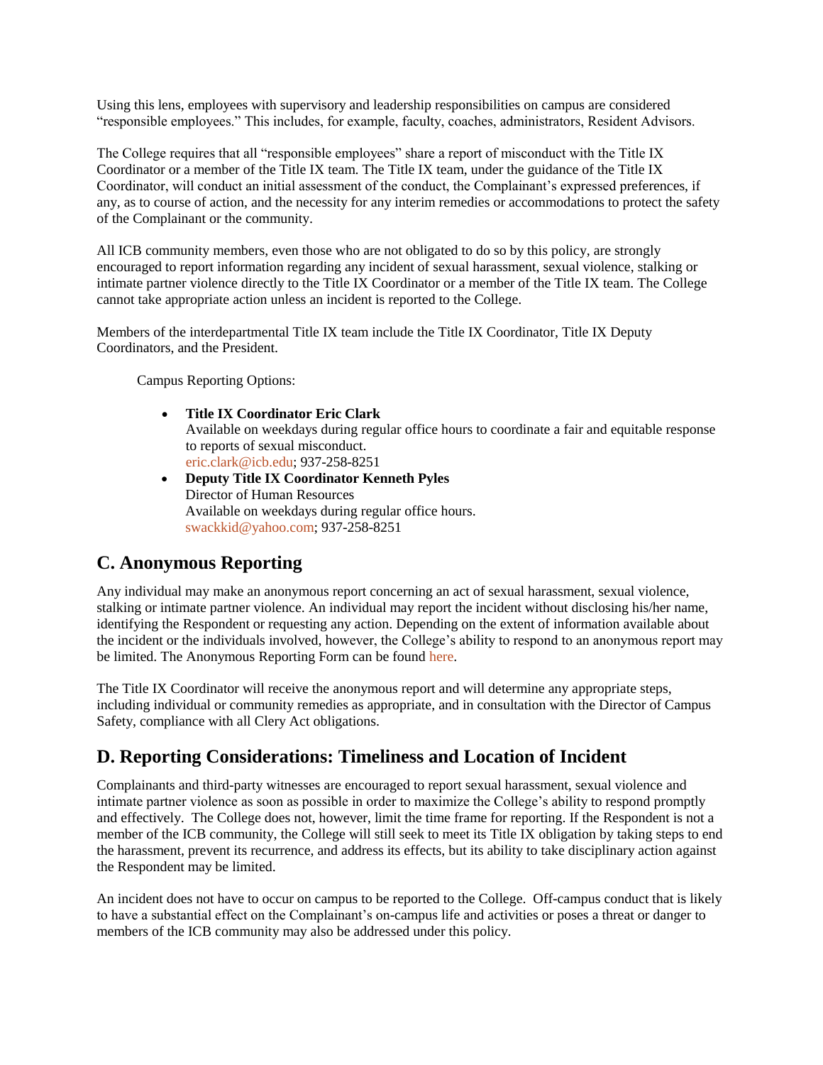Using this lens, employees with supervisory and leadership responsibilities on campus are considered "responsible employees." This includes, for example, faculty, coaches, administrators, Resident Advisors.

The College requires that all "responsible employees" share a report of misconduct with the Title IX Coordinator or a member of the Title IX team. The Title IX team, under the guidance of the Title IX Coordinator, will conduct an initial assessment of the conduct, the Complainant's expressed preferences, if any, as to course of action, and the necessity for any interim remedies or accommodations to protect the safety of the Complainant or the community.

All ICB community members, even those who are not obligated to do so by this policy, are strongly encouraged to report information regarding any incident of sexual harassment, sexual violence, stalking or intimate partner violence directly to the Title IX Coordinator or a member of the Title IX team. The College cannot take appropriate action unless an incident is reported to the College.

Members of the interdepartmental Title IX team include the Title IX Coordinator, Title IX Deputy Coordinators, and the President.

Campus Reporting Options:

- **Title IX Coordinator Eric Clark**
  Available on weekdays during regular office hours to coordinate a fair and equitable response to reports of sexual misconduct.
  eric.clark@icb.edu; 937-258-8251
- **Deputy Title IX Coordinator Kenneth Pyles**
  Director of Human Resources
  Available on weekdays during regular office hours.
  swackkid@yahoo.com; 937-258-8251

## C. Anonymous Reporting

Any individual may make an anonymous report concerning an act of sexual harassment, sexual violence, stalking or intimate partner violence. An individual may report the incident without disclosing his/her name, identifying the Respondent or requesting any action. Depending on the extent of information available about the incident or the individuals involved, however, the College's ability to respond to an anonymous report may be limited. The Anonymous Reporting Form can be found here.

The Title IX Coordinator will receive the anonymous report and will determine any appropriate steps, including individual or community remedies as appropriate, and in consultation with the Director of Campus Safety, compliance with all Clery Act obligations.

## D. Reporting Considerations: Timeliness and Location of Incident

Complainants and third-party witnesses are encouraged to report sexual harassment, sexual violence and intimate partner violence as soon as possible in order to maximize the College's ability to respond promptly and effectively. The College does not, however, limit the time frame for reporting. If the Respondent is not a member of the ICB community, the College will still seek to meet its Title IX obligation by taking steps to end the harassment, prevent its recurrence, and address its effects, but its ability to take disciplinary action against the Respondent may be limited.

An incident does not have to occur on campus to be reported to the College. Off-campus conduct that is likely to have a substantial effect on the Complainant's on-campus life and activities or poses a threat or danger to members of the ICB community may also be addressed under this policy.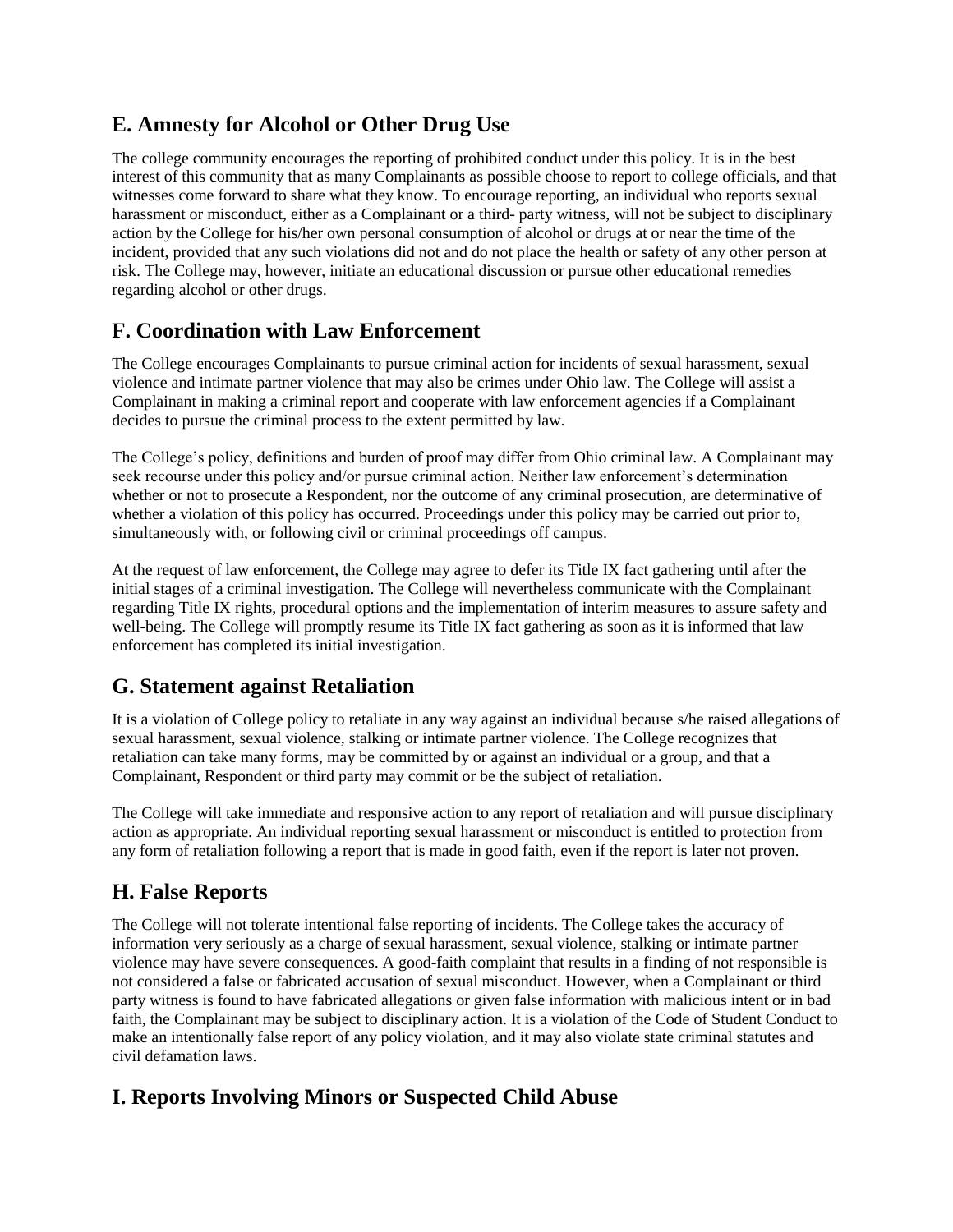## E. Amnesty for Alcohol or Other Drug Use

The college community encourages the reporting of prohibited conduct under this policy. It is in the best interest of this community that as many Complainants as possible choose to report to college officials, and that witnesses come forward to share what they know. To encourage reporting, an individual who reports sexual harassment or misconduct, either as a Complainant or a third- party witness, will not be subject to disciplinary action by the College for his/her own personal consumption of alcohol or drugs at or near the time of the incident, provided that any such violations did not and do not place the health or safety of any other person at risk. The College may, however, initiate an educational discussion or pursue other educational remedies regarding alcohol or other drugs.

## F. Coordination with Law Enforcement

The College encourages Complainants to pursue criminal action for incidents of sexual harassment, sexual violence and intimate partner violence that may also be crimes under Ohio law. The College will assist a Complainant in making a criminal report and cooperate with law enforcement agencies if a Complainant decides to pursue the criminal process to the extent permitted by law.

The College's policy, definitions and burden of proof may differ from Ohio criminal law. A Complainant may seek recourse under this policy and/or pursue criminal action. Neither law enforcement's determination whether or not to prosecute a Respondent, nor the outcome of any criminal prosecution, are determinative of whether a violation of this policy has occurred. Proceedings under this policy may be carried out prior to, simultaneously with, or following civil or criminal proceedings off campus.

At the request of law enforcement, the College may agree to defer its Title IX fact gathering until after the initial stages of a criminal investigation. The College will nevertheless communicate with the Complainant regarding Title IX rights, procedural options and the implementation of interim measures to assure safety and well-being. The College will promptly resume its Title IX fact gathering as soon as it is informed that law enforcement has completed its initial investigation.

## G. Statement against Retaliation

It is a violation of College policy to retaliate in any way against an individual because s/he raised allegations of sexual harassment, sexual violence, stalking or intimate partner violence. The College recognizes that retaliation can take many forms, may be committed by or against an individual or a group, and that a Complainant, Respondent or third party may commit or be the subject of retaliation.

The College will take immediate and responsive action to any report of retaliation and will pursue disciplinary action as appropriate. An individual reporting sexual harassment or misconduct is entitled to protection from any form of retaliation following a report that is made in good faith, even if the report is later not proven.

## H. False Reports

The College will not tolerate intentional false reporting of incidents. The College takes the accuracy of information very seriously as a charge of sexual harassment, sexual violence, stalking or intimate partner violence may have severe consequences. A good-faith complaint that results in a finding of not responsible is not considered a false or fabricated accusation of sexual misconduct. However, when a Complainant or third party witness is found to have fabricated allegations or given false information with malicious intent or in bad faith, the Complainant may be subject to disciplinary action. It is a violation of the Code of Student Conduct to make an intentionally false report of any policy violation, and it may also violate state criminal statutes and civil defamation laws.

## I. Reports Involving Minors or Suspected Child Abuse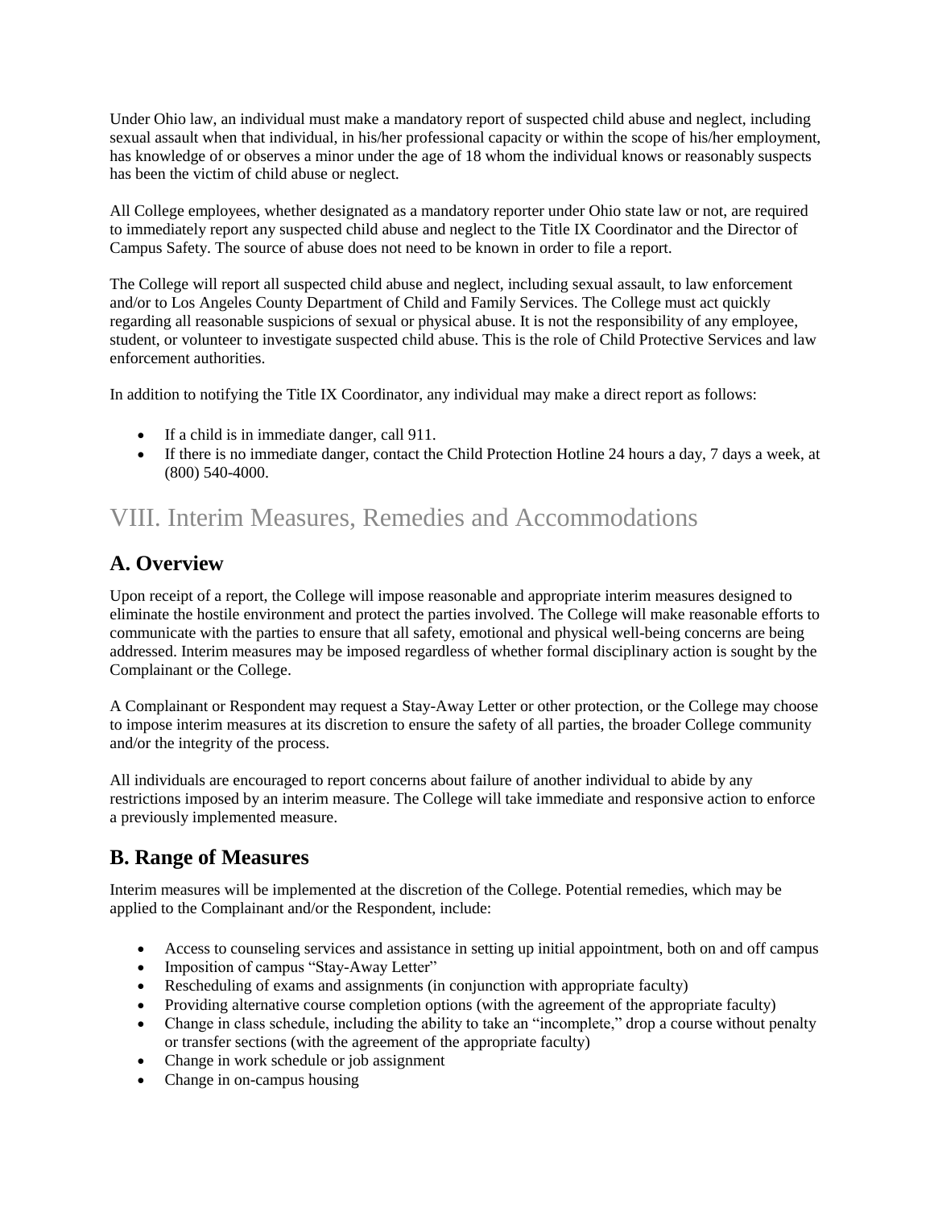Under Ohio law, an individual must make a mandatory report of suspected child abuse and neglect, including sexual assault when that individual, in his/her professional capacity or within the scope of his/her employment, has knowledge of or observes a minor under the age of 18 whom the individual knows or reasonably suspects has been the victim of child abuse or neglect.

All College employees, whether designated as a mandatory reporter under Ohio state law or not, are required to immediately report any suspected child abuse and neglect to the Title IX Coordinator and the Director of Campus Safety. The source of abuse does not need to be known in order to file a report.

The College will report all suspected child abuse and neglect, including sexual assault, to law enforcement and/or to Los Angeles County Department of Child and Family Services. The College must act quickly regarding all reasonable suspicions of sexual or physical abuse. It is not the responsibility of any employee, student, or volunteer to investigate suspected child abuse. This is the role of Child Protective Services and law enforcement authorities.

In addition to notifying the Title IX Coordinator, any individual may make a direct report as follows:

- If a child is in immediate danger, call 911.
- If there is no immediate danger, contact the Child Protection Hotline 24 hours a day, 7 days a week, at (800) 540-4000.

# VIII. Interim Measures, Remedies and Accommodations

## A. Overview

Upon receipt of a report, the College will impose reasonable and appropriate interim measures designed to eliminate the hostile environment and protect the parties involved. The College will make reasonable efforts to communicate with the parties to ensure that all safety, emotional and physical well-being concerns are being addressed. Interim measures may be imposed regardless of whether formal disciplinary action is sought by the Complainant or the College.

A Complainant or Respondent may request a Stay-Away Letter or other protection, or the College may choose to impose interim measures at its discretion to ensure the safety of all parties, the broader College community and/or the integrity of the process.

All individuals are encouraged to report concerns about failure of another individual to abide by any restrictions imposed by an interim measure. The College will take immediate and responsive action to enforce a previously implemented measure.

## B. Range of Measures

Interim measures will be implemented at the discretion of the College. Potential remedies, which may be applied to the Complainant and/or the Respondent, include:

- Access to counseling services and assistance in setting up initial appointment, both on and off campus
- Imposition of campus "Stay-Away Letter"
- Rescheduling of exams and assignments (in conjunction with appropriate faculty)
- Providing alternative course completion options (with the agreement of the appropriate faculty)
- Change in class schedule, including the ability to take an "incomplete," drop a course without penalty or transfer sections (with the agreement of the appropriate faculty)
- Change in work schedule or job assignment
- Change in on-campus housing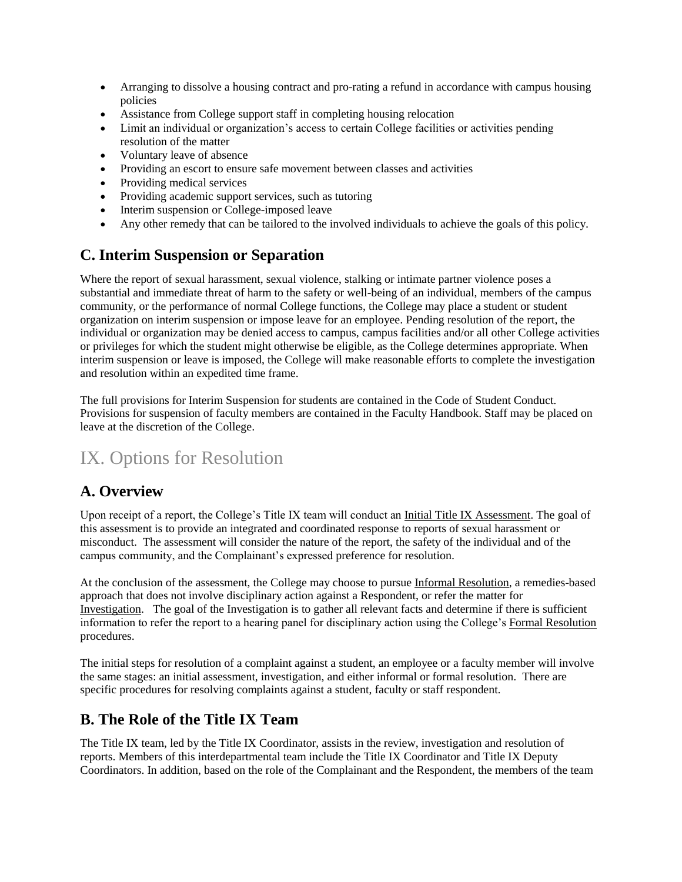- Arranging to dissolve a housing contract and pro-rating a refund in accordance with campus housing policies
- Assistance from College support staff in completing housing relocation
- Limit an individual or organization's access to certain College facilities or activities pending resolution of the matter
- Voluntary leave of absence
- Providing an escort to ensure safe movement between classes and activities
- Providing medical services
- Providing academic support services, such as tutoring
- Interim suspension or College-imposed leave
- Any other remedy that can be tailored to the involved individuals to achieve the goals of this policy.

## C. Interim Suspension or Separation

Where the report of sexual harassment, sexual violence, stalking or intimate partner violence poses a substantial and immediate threat of harm to the safety or well-being of an individual, members of the campus community, or the performance of normal College functions, the College may place a student or student organization on interim suspension or impose leave for an employee. Pending resolution of the report, the individual or organization may be denied access to campus, campus facilities and/or all other College activities or privileges for which the student might otherwise be eligible, as the College determines appropriate. When interim suspension or leave is imposed, the College will make reasonable efforts to complete the investigation and resolution within an expedited time frame.

The full provisions for Interim Suspension for students are contained in the Code of Student Conduct. Provisions for suspension of faculty members are contained in the Faculty Handbook. Staff may be placed on leave at the discretion of the College.

# IX. Options for Resolution

## A. Overview

Upon receipt of a report, the College's Title IX team will conduct an Initial Title IX Assessment. The goal of this assessment is to provide an integrated and coordinated response to reports of sexual harassment or misconduct. The assessment will consider the nature of the report, the safety of the individual and of the campus community, and the Complainant's expressed preference for resolution.

At the conclusion of the assessment, the College may choose to pursue Informal Resolution, a remedies-based approach that does not involve disciplinary action against a Respondent, or refer the matter for Investigation. The goal of the Investigation is to gather all relevant facts and determine if there is sufficient information to refer the report to a hearing panel for disciplinary action using the College's Formal Resolution procedures.

The initial steps for resolution of a complaint against a student, an employee or a faculty member will involve the same stages: an initial assessment, investigation, and either informal or formal resolution. There are specific procedures for resolving complaints against a student, faculty or staff respondent.

## B. The Role of the Title IX Team

The Title IX team, led by the Title IX Coordinator, assists in the review, investigation and resolution of reports. Members of this interdepartmental team include the Title IX Coordinator and Title IX Deputy Coordinators. In addition, based on the role of the Complainant and the Respondent, the members of the team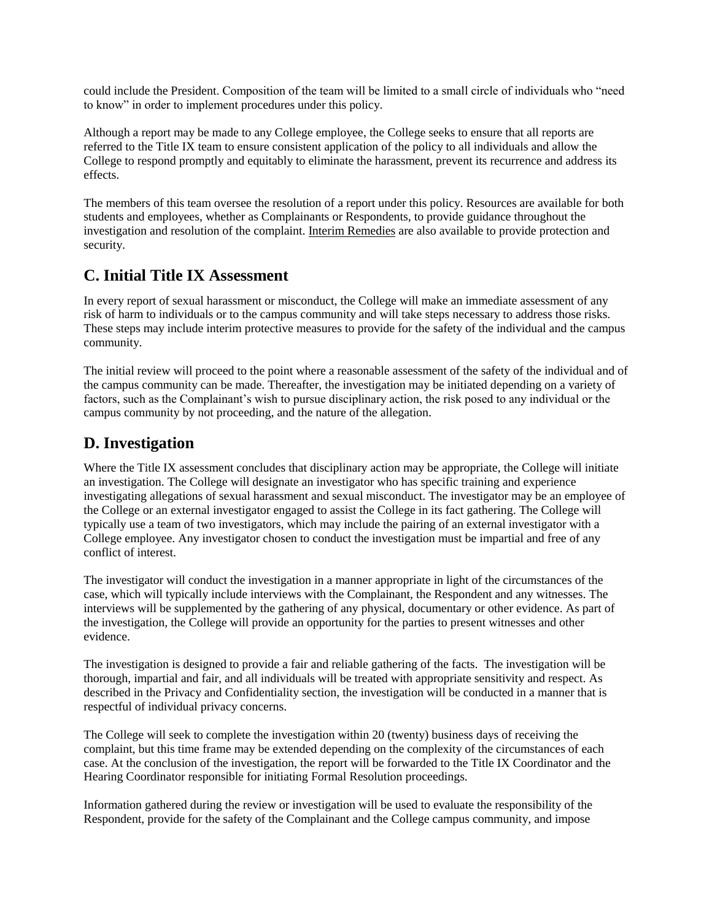could include the President. Composition of the team will be limited to a small circle of individuals who "need to know" in order to implement procedures under this policy.

Although a report may be made to any College employee, the College seeks to ensure that all reports are referred to the Title IX team to ensure consistent application of the policy to all individuals and allow the College to respond promptly and equitably to eliminate the harassment, prevent its recurrence and address its effects.

The members of this team oversee the resolution of a report under this policy. Resources are available for both students and employees, whether as Complainants or Respondents, to provide guidance throughout the investigation and resolution of the complaint. Interim Remedies are also available to provide protection and security.

## C. Initial Title IX Assessment

In every report of sexual harassment or misconduct, the College will make an immediate assessment of any risk of harm to individuals or to the campus community and will take steps necessary to address those risks. These steps may include interim protective measures to provide for the safety of the individual and the campus community.

The initial review will proceed to the point where a reasonable assessment of the safety of the individual and of the campus community can be made. Thereafter, the investigation may be initiated depending on a variety of factors, such as the Complainant's wish to pursue disciplinary action, the risk posed to any individual or the campus community by not proceeding, and the nature of the allegation.

## D. Investigation

Where the Title IX assessment concludes that disciplinary action may be appropriate, the College will initiate an investigation. The College will designate an investigator who has specific training and experience investigating allegations of sexual harassment and sexual misconduct. The investigator may be an employee of the College or an external investigator engaged to assist the College in its fact gathering. The College will typically use a team of two investigators, which may include the pairing of an external investigator with a College employee. Any investigator chosen to conduct the investigation must be impartial and free of any conflict of interest.

The investigator will conduct the investigation in a manner appropriate in light of the circumstances of the case, which will typically include interviews with the Complainant, the Respondent and any witnesses. The interviews will be supplemented by the gathering of any physical, documentary or other evidence. As part of the investigation, the College will provide an opportunity for the parties to present witnesses and other evidence.

The investigation is designed to provide a fair and reliable gathering of the facts. The investigation will be thorough, impartial and fair, and all individuals will be treated with appropriate sensitivity and respect. As described in the Privacy and Confidentiality section, the investigation will be conducted in a manner that is respectful of individual privacy concerns.

The College will seek to complete the investigation within 20 (twenty) business days of receiving the complaint, but this time frame may be extended depending on the complexity of the circumstances of each case. At the conclusion of the investigation, the report will be forwarded to the Title IX Coordinator and the Hearing Coordinator responsible for initiating Formal Resolution proceedings.

Information gathered during the review or investigation will be used to evaluate the responsibility of the Respondent, provide for the safety of the Complainant and the College campus community, and impose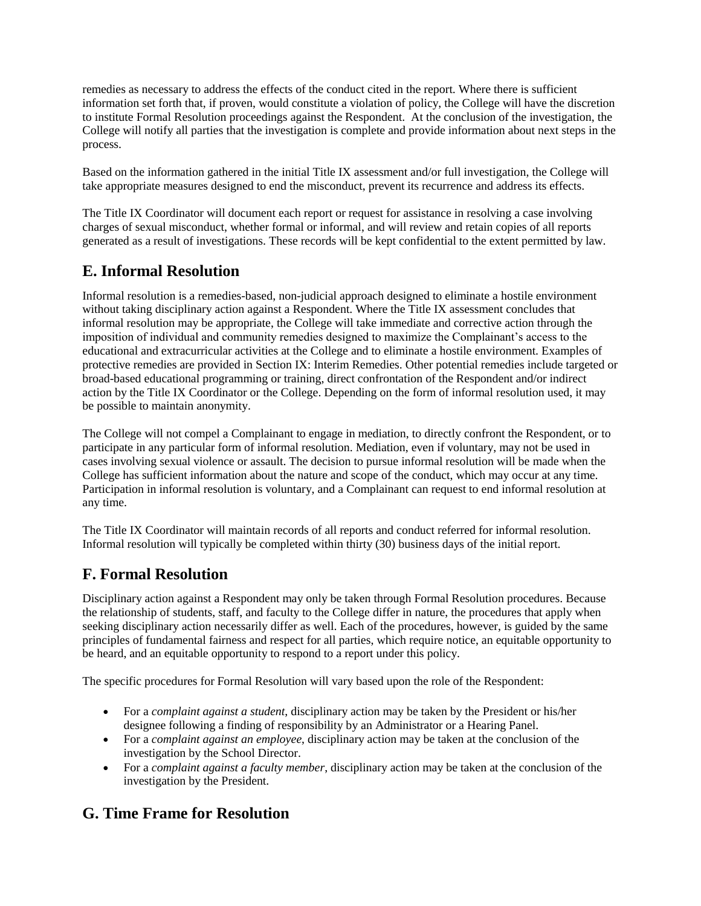remedies as necessary to address the effects of the conduct cited in the report. Where there is sufficient information set forth that, if proven, would constitute a violation of policy, the College will have the discretion to institute Formal Resolution proceedings against the Respondent. At the conclusion of the investigation, the College will notify all parties that the investigation is complete and provide information about next steps in the process.

Based on the information gathered in the initial Title IX assessment and/or full investigation, the College will take appropriate measures designed to end the misconduct, prevent its recurrence and address its effects.

The Title IX Coordinator will document each report or request for assistance in resolving a case involving charges of sexual misconduct, whether formal or informal, and will review and retain copies of all reports generated as a result of investigations. These records will be kept confidential to the extent permitted by law.

## E. Informal Resolution

Informal resolution is a remedies-based, non-judicial approach designed to eliminate a hostile environment without taking disciplinary action against a Respondent. Where the Title IX assessment concludes that informal resolution may be appropriate, the College will take immediate and corrective action through the imposition of individual and community remedies designed to maximize the Complainant's access to the educational and extracurricular activities at the College and to eliminate a hostile environment. Examples of protective remedies are provided in Section IX: Interim Remedies. Other potential remedies include targeted or broad-based educational programming or training, direct confrontation of the Respondent and/or indirect action by the Title IX Coordinator or the College. Depending on the form of informal resolution used, it may be possible to maintain anonymity.

The College will not compel a Complainant to engage in mediation, to directly confront the Respondent, or to participate in any particular form of informal resolution. Mediation, even if voluntary, may not be used in cases involving sexual violence or assault. The decision to pursue informal resolution will be made when the College has sufficient information about the nature and scope of the conduct, which may occur at any time. Participation in informal resolution is voluntary, and a Complainant can request to end informal resolution at any time.

The Title IX Coordinator will maintain records of all reports and conduct referred for informal resolution. Informal resolution will typically be completed within thirty (30) business days of the initial report.

## F. Formal Resolution

Disciplinary action against a Respondent may only be taken through Formal Resolution procedures. Because the relationship of students, staff, and faculty to the College differ in nature, the procedures that apply when seeking disciplinary action necessarily differ as well. Each of the procedures, however, is guided by the same principles of fundamental fairness and respect for all parties, which require notice, an equitable opportunity to be heard, and an equitable opportunity to respond to a report under this policy.

The specific procedures for Formal Resolution will vary based upon the role of the Respondent:

- For a *complaint against a student*, disciplinary action may be taken by the President or his/her designee following a finding of responsibility by an Administrator or a Hearing Panel.
- For a *complaint against an employee*, disciplinary action may be taken at the conclusion of the investigation by the School Director.
- For a *complaint against a faculty member*, disciplinary action may be taken at the conclusion of the investigation by the President.

## G. Time Frame for Resolution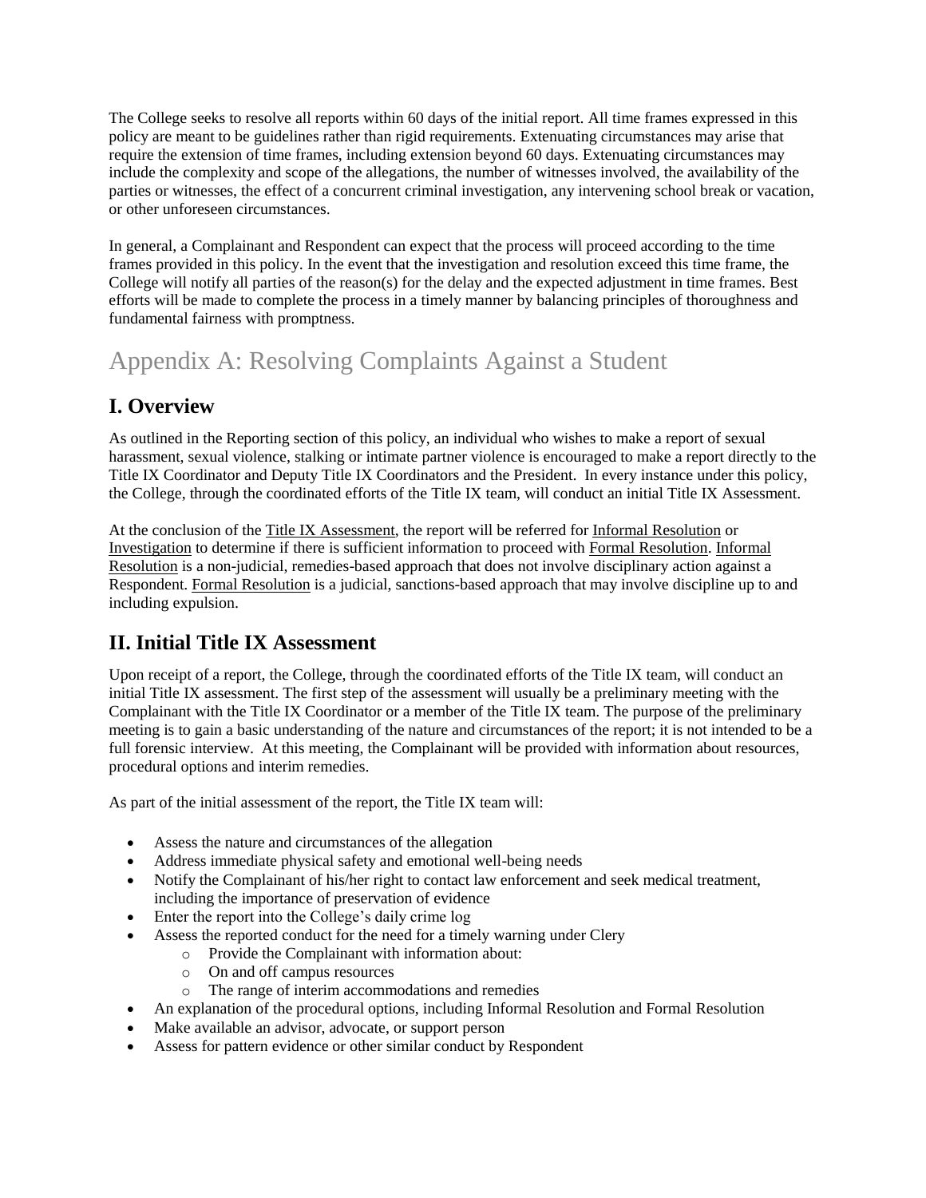The College seeks to resolve all reports within 60 days of the initial report. All time frames expressed in this policy are meant to be guidelines rather than rigid requirements. Extenuating circumstances may arise that require the extension of time frames, including extension beyond 60 days. Extenuating circumstances may include the complexity and scope of the allegations, the number of witnesses involved, the availability of the parties or witnesses, the effect of a concurrent criminal investigation, any intervening school break or vacation, or other unforeseen circumstances.

In general, a Complainant and Respondent can expect that the process will proceed according to the time frames provided in this policy. In the event that the investigation and resolution exceed this time frame, the College will notify all parties of the reason(s) for the delay and the expected adjustment in time frames. Best efforts will be made to complete the process in a timely manner by balancing principles of thoroughness and fundamental fairness with promptness.

# Appendix A: Resolving Complaints Against a Student

## I. Overview

As outlined in the Reporting section of this policy, an individual who wishes to make a report of sexual harassment, sexual violence, stalking or intimate partner violence is encouraged to make a report directly to the Title IX Coordinator and Deputy Title IX Coordinators and the President. In every instance under this policy, the College, through the coordinated efforts of the Title IX team, will conduct an initial Title IX Assessment.

At the conclusion of the Title IX Assessment, the report will be referred for Informal Resolution or Investigation to determine if there is sufficient information to proceed with Formal Resolution. Informal Resolution is a non-judicial, remedies-based approach that does not involve disciplinary action against a Respondent. Formal Resolution is a judicial, sanctions-based approach that may involve discipline up to and including expulsion.

## II. Initial Title IX Assessment

Upon receipt of a report, the College, through the coordinated efforts of the Title IX team, will conduct an initial Title IX assessment. The first step of the assessment will usually be a preliminary meeting with the Complainant with the Title IX Coordinator or a member of the Title IX team. The purpose of the preliminary meeting is to gain a basic understanding of the nature and circumstances of the report; it is not intended to be a full forensic interview. At this meeting, the Complainant will be provided with information about resources, procedural options and interim remedies.

As part of the initial assessment of the report, the Title IX team will:

- Assess the nature and circumstances of the allegation
- Address immediate physical safety and emotional well-being needs
- Notify the Complainant of his/her right to contact law enforcement and seek medical treatment, including the importance of preservation of evidence
- Enter the report into the College's daily crime log
- Assess the reported conduct for the need for a timely warning under Clery
  - Provide the Complainant with information about:
  - On and off campus resources
  - The range of interim accommodations and remedies
- An explanation of the procedural options, including Informal Resolution and Formal Resolution
- Make available an advisor, advocate, or support person
- Assess for pattern evidence or other similar conduct by Respondent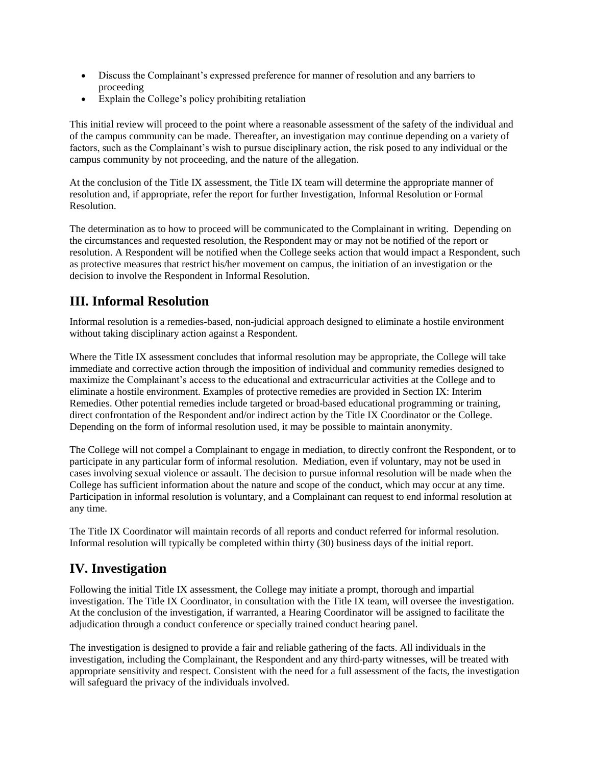- Discuss the Complainant's expressed preference for manner of resolution and any barriers to proceeding
- Explain the College's policy prohibiting retaliation

This initial review will proceed to the point where a reasonable assessment of the safety of the individual and of the campus community can be made. Thereafter, an investigation may continue depending on a variety of factors, such as the Complainant's wish to pursue disciplinary action, the risk posed to any individual or the campus community by not proceeding, and the nature of the allegation.

At the conclusion of the Title IX assessment, the Title IX team will determine the appropriate manner of resolution and, if appropriate, refer the report for further Investigation, Informal Resolution or Formal Resolution.

The determination as to how to proceed will be communicated to the Complainant in writing. Depending on the circumstances and requested resolution, the Respondent may or may not be notified of the report or resolution. A Respondent will be notified when the College seeks action that would impact a Respondent, such as protective measures that restrict his/her movement on campus, the initiation of an investigation or the decision to involve the Respondent in Informal Resolution.

## III. Informal Resolution

Informal resolution is a remedies-based, non-judicial approach designed to eliminate a hostile environment without taking disciplinary action against a Respondent.

Where the Title IX assessment concludes that informal resolution may be appropriate, the College will take immediate and corrective action through the imposition of individual and community remedies designed to maximize the Complainant's access to the educational and extracurricular activities at the College and to eliminate a hostile environment. Examples of protective remedies are provided in Section IX: Interim Remedies. Other potential remedies include targeted or broad-based educational programming or training, direct confrontation of the Respondent and/or indirect action by the Title IX Coordinator or the College. Depending on the form of informal resolution used, it may be possible to maintain anonymity.

The College will not compel a Complainant to engage in mediation, to directly confront the Respondent, or to participate in any particular form of informal resolution. Mediation, even if voluntary, may not be used in cases involving sexual violence or assault. The decision to pursue informal resolution will be made when the College has sufficient information about the nature and scope of the conduct, which may occur at any time. Participation in informal resolution is voluntary, and a Complainant can request to end informal resolution at any time.

The Title IX Coordinator will maintain records of all reports and conduct referred for informal resolution. Informal resolution will typically be completed within thirty (30) business days of the initial report.

## IV. Investigation

Following the initial Title IX assessment, the College may initiate a prompt, thorough and impartial investigation. The Title IX Coordinator, in consultation with the Title IX team, will oversee the investigation. At the conclusion of the investigation, if warranted, a Hearing Coordinator will be assigned to facilitate the adjudication through a conduct conference or specially trained conduct hearing panel.

The investigation is designed to provide a fair and reliable gathering of the facts. All individuals in the investigation, including the Complainant, the Respondent and any third-party witnesses, will be treated with appropriate sensitivity and respect. Consistent with the need for a full assessment of the facts, the investigation will safeguard the privacy of the individuals involved.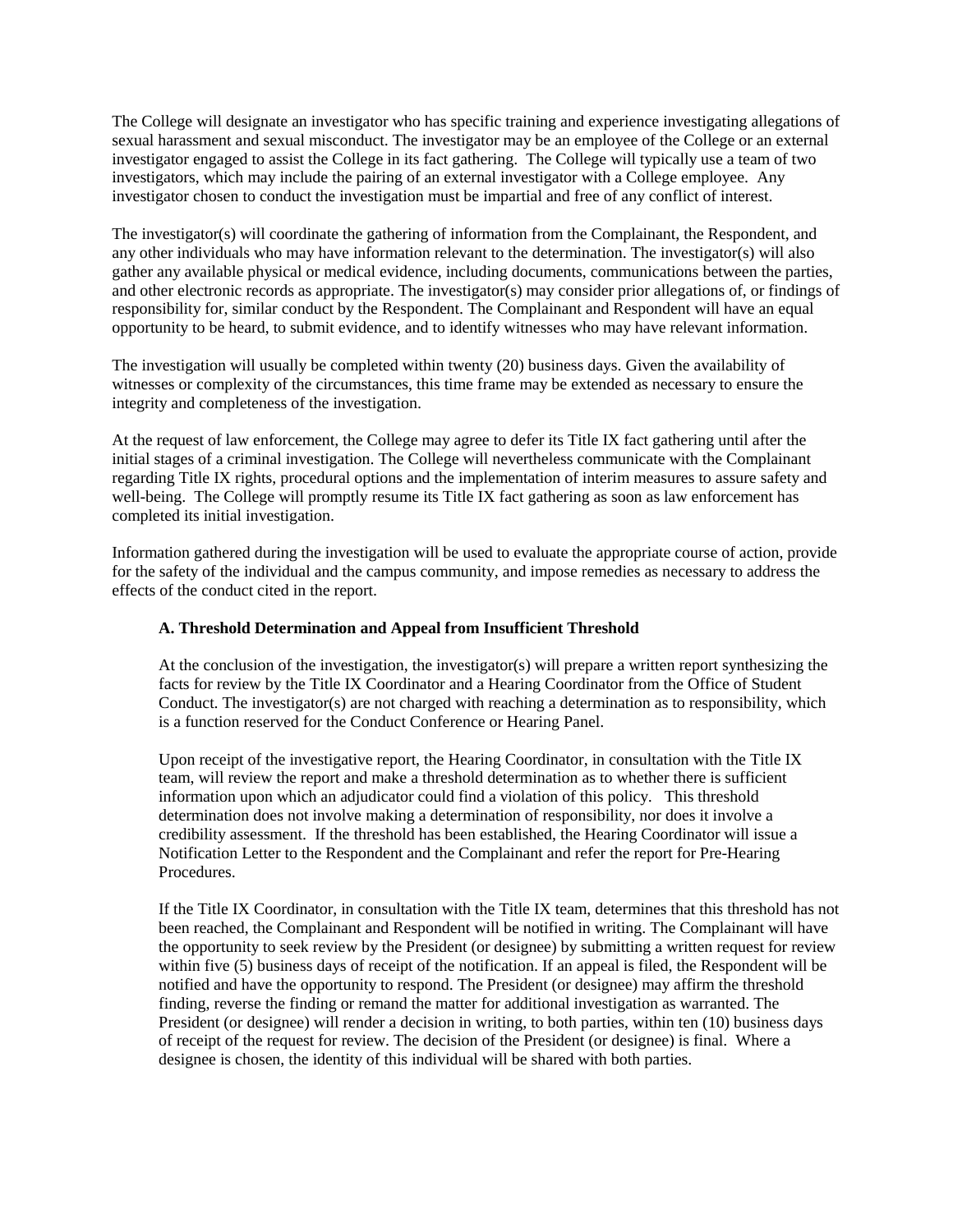The College will designate an investigator who has specific training and experience investigating allegations of sexual harassment and sexual misconduct. The investigator may be an employee of the College or an external investigator engaged to assist the College in its fact gathering. The College will typically use a team of two investigators, which may include the pairing of an external investigator with a College employee. Any investigator chosen to conduct the investigation must be impartial and free of any conflict of interest.

The investigator(s) will coordinate the gathering of information from the Complainant, the Respondent, and any other individuals who may have information relevant to the determination. The investigator(s) will also gather any available physical or medical evidence, including documents, communications between the parties, and other electronic records as appropriate. The investigator(s) may consider prior allegations of, or findings of responsibility for, similar conduct by the Respondent. The Complainant and Respondent will have an equal opportunity to be heard, to submit evidence, and to identify witnesses who may have relevant information.

The investigation will usually be completed within twenty (20) business days. Given the availability of witnesses or complexity of the circumstances, this time frame may be extended as necessary to ensure the integrity and completeness of the investigation.

At the request of law enforcement, the College may agree to defer its Title IX fact gathering until after the initial stages of a criminal investigation. The College will nevertheless communicate with the Complainant regarding Title IX rights, procedural options and the implementation of interim measures to assure safety and well-being. The College will promptly resume its Title IX fact gathering as soon as law enforcement has completed its initial investigation.

Information gathered during the investigation will be used to evaluate the appropriate course of action, provide for the safety of the individual and the campus community, and impose remedies as necessary to address the effects of the conduct cited in the report.

### A. Threshold Determination and Appeal from Insufficient Threshold

At the conclusion of the investigation, the investigator(s) will prepare a written report synthesizing the facts for review by the Title IX Coordinator and a Hearing Coordinator from the Office of Student Conduct. The investigator(s) are not charged with reaching a determination as to responsibility, which is a function reserved for the Conduct Conference or Hearing Panel.

Upon receipt of the investigative report, the Hearing Coordinator, in consultation with the Title IX team, will review the report and make a threshold determination as to whether there is sufficient information upon which an adjudicator could find a violation of this policy. This threshold determination does not involve making a determination of responsibility, nor does it involve a credibility assessment. If the threshold has been established, the Hearing Coordinator will issue a Notification Letter to the Respondent and the Complainant and refer the report for Pre-Hearing Procedures.

If the Title IX Coordinator, in consultation with the Title IX team, determines that this threshold has not been reached, the Complainant and Respondent will be notified in writing. The Complainant will have the opportunity to seek review by the President (or designee) by submitting a written request for review within five (5) business days of receipt of the notification. If an appeal is filed, the Respondent will be notified and have the opportunity to respond. The President (or designee) may affirm the threshold finding, reverse the finding or remand the matter for additional investigation as warranted. The President (or designee) will render a decision in writing, to both parties, within ten (10) business days of receipt of the request for review. The decision of the President (or designee) is final. Where a designee is chosen, the identity of this individual will be shared with both parties.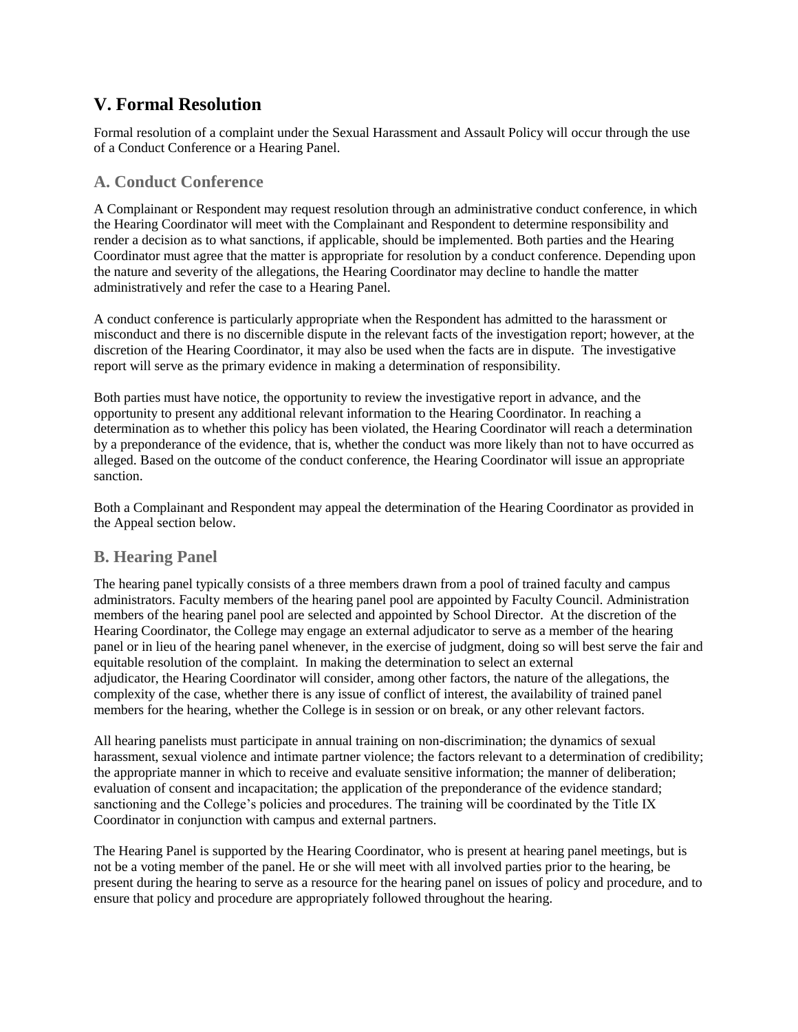## V. Formal Resolution

Formal resolution of a complaint under the Sexual Harassment and Assault Policy will occur through the use of a Conduct Conference or a Hearing Panel.

### A. Conduct Conference

A Complainant or Respondent may request resolution through an administrative conduct conference, in which the Hearing Coordinator will meet with the Complainant and Respondent to determine responsibility and render a decision as to what sanctions, if applicable, should be implemented. Both parties and the Hearing Coordinator must agree that the matter is appropriate for resolution by a conduct conference. Depending upon the nature and severity of the allegations, the Hearing Coordinator may decline to handle the matter administratively and refer the case to a Hearing Panel.

A conduct conference is particularly appropriate when the Respondent has admitted to the harassment or misconduct and there is no discernible dispute in the relevant facts of the investigation report; however, at the discretion of the Hearing Coordinator, it may also be used when the facts are in dispute. The investigative report will serve as the primary evidence in making a determination of responsibility.

Both parties must have notice, the opportunity to review the investigative report in advance, and the opportunity to present any additional relevant information to the Hearing Coordinator. In reaching a determination as to whether this policy has been violated, the Hearing Coordinator will reach a determination by a preponderance of the evidence, that is, whether the conduct was more likely than not to have occurred as alleged. Based on the outcome of the conduct conference, the Hearing Coordinator will issue an appropriate sanction.

Both a Complainant and Respondent may appeal the determination of the Hearing Coordinator as provided in the Appeal section below.

### B. Hearing Panel

The hearing panel typically consists of a three members drawn from a pool of trained faculty and campus administrators. Faculty members of the hearing panel pool are appointed by Faculty Council. Administration members of the hearing panel pool are selected and appointed by School Director. At the discretion of the Hearing Coordinator, the College may engage an external adjudicator to serve as a member of the hearing panel or in lieu of the hearing panel whenever, in the exercise of judgment, doing so will best serve the fair and equitable resolution of the complaint. In making the determination to select an external adjudicator, the Hearing Coordinator will consider, among other factors, the nature of the allegations, the complexity of the case, whether there is any issue of conflict of interest, the availability of trained panel members for the hearing, whether the College is in session or on break, or any other relevant factors.

All hearing panelists must participate in annual training on non-discrimination; the dynamics of sexual harassment, sexual violence and intimate partner violence; the factors relevant to a determination of credibility; the appropriate manner in which to receive and evaluate sensitive information; the manner of deliberation; evaluation of consent and incapacitation; the application of the preponderance of the evidence standard; sanctioning and the College's policies and procedures. The training will be coordinated by the Title IX Coordinator in conjunction with campus and external partners.

The Hearing Panel is supported by the Hearing Coordinator, who is present at hearing panel meetings, but is not be a voting member of the panel. He or she will meet with all involved parties prior to the hearing, be present during the hearing to serve as a resource for the hearing panel on issues of policy and procedure, and to ensure that policy and procedure are appropriately followed throughout the hearing.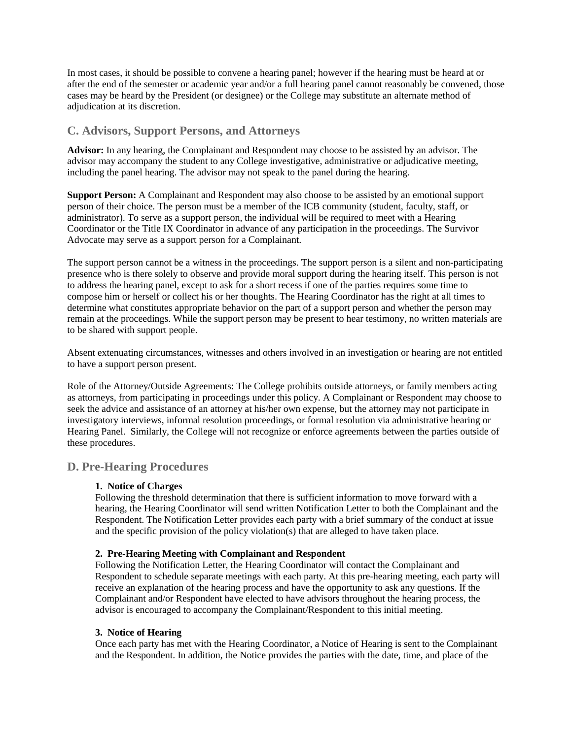In most cases, it should be possible to convene a hearing panel; however if the hearing must be heard at or after the end of the semester or academic year and/or a full hearing panel cannot reasonably be convened, those cases may be heard by the President (or designee) or the College may substitute an alternate method of adjudication at its discretion.

## C. Advisors, Support Persons, and Attorneys

**Advisor:** In any hearing, the Complainant and Respondent may choose to be assisted by an advisor. The advisor may accompany the student to any College investigative, administrative or adjudicative meeting, including the panel hearing. The advisor may not speak to the panel during the hearing.

**Support Person:** A Complainant and Respondent may also choose to be assisted by an emotional support person of their choice. The person must be a member of the ICB community (student, faculty, staff, or administrator). To serve as a support person, the individual will be required to meet with a Hearing Coordinator or the Title IX Coordinator in advance of any participation in the proceedings. The Survivor Advocate may serve as a support person for a Complainant.

The support person cannot be a witness in the proceedings. The support person is a silent and non-participating presence who is there solely to observe and provide moral support during the hearing itself. This person is not to address the hearing panel, except to ask for a short recess if one of the parties requires some time to compose him or herself or collect his or her thoughts. The Hearing Coordinator has the right at all times to determine what constitutes appropriate behavior on the part of a support person and whether the person may remain at the proceedings. While the support person may be present to hear testimony, no written materials are to be shared with support people.

Absent extenuating circumstances, witnesses and others involved in an investigation or hearing are not entitled to have a support person present.

Role of the Attorney/Outside Agreements: The College prohibits outside attorneys, or family members acting as attorneys, from participating in proceedings under this policy. A Complainant or Respondent may choose to seek the advice and assistance of an attorney at his/her own expense, but the attorney may not participate in investigatory interviews, informal resolution proceedings, or formal resolution via administrative hearing or Hearing Panel. Similarly, the College will not recognize or enforce agreements between the parties outside of these procedures.

## D. Pre-Hearing Procedures

**1. Notice of Charges**
Following the threshold determination that there is sufficient information to move forward with a hearing, the Hearing Coordinator will send written Notification Letter to both the Complainant and the Respondent. The Notification Letter provides each party with a brief summary of the conduct at issue and the specific provision of the policy violation(s) that are alleged to have taken place.

**2. Pre-Hearing Meeting with Complainant and Respondent**
Following the Notification Letter, the Hearing Coordinator will contact the Complainant and Respondent to schedule separate meetings with each party. At this pre-hearing meeting, each party will receive an explanation of the hearing process and have the opportunity to ask any questions. If the Complainant and/or Respondent have elected to have advisors throughout the hearing process, the advisor is encouraged to accompany the Complainant/Respondent to this initial meeting.

**3. Notice of Hearing**
Once each party has met with the Hearing Coordinator, a Notice of Hearing is sent to the Complainant and the Respondent. In addition, the Notice provides the parties with the date, time, and place of the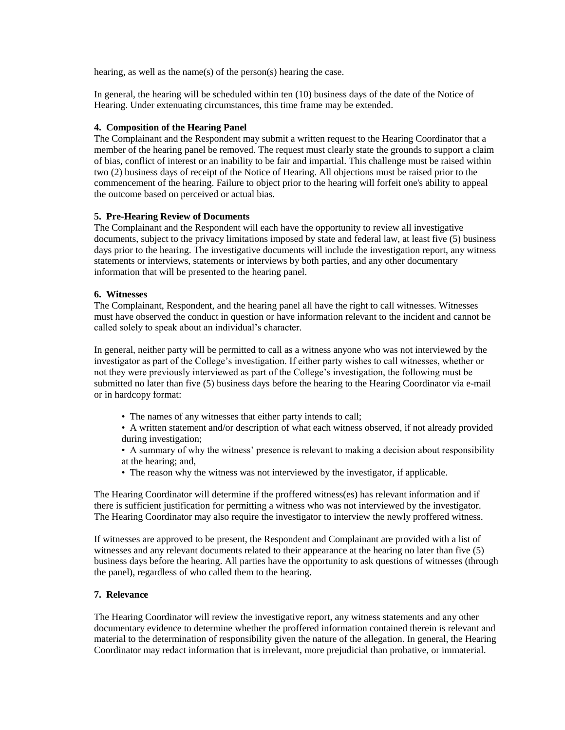hearing, as well as the name(s) of the person(s) hearing the case.

In general, the hearing will be scheduled within ten (10) business days of the date of the Notice of Hearing. Under extenuating circumstances, this time frame may be extended.

**4. Composition of the Hearing Panel**

The Complainant and the Respondent may submit a written request to the Hearing Coordinator that a member of the hearing panel be removed. The request must clearly state the grounds to support a claim of bias, conflict of interest or an inability to be fair and impartial. This challenge must be raised within two (2) business days of receipt of the Notice of Hearing. All objections must be raised prior to the commencement of the hearing. Failure to object prior to the hearing will forfeit one's ability to appeal the outcome based on perceived or actual bias.

**5. Pre-Hearing Review of Documents**

The Complainant and the Respondent will each have the opportunity to review all investigative documents, subject to the privacy limitations imposed by state and federal law, at least five (5) business days prior to the hearing. The investigative documents will include the investigation report, any witness statements or interviews, statements or interviews by both parties, and any other documentary information that will be presented to the hearing panel.

**6. Witnesses**

The Complainant, Respondent, and the hearing panel all have the right to call witnesses. Witnesses must have observed the conduct in question or have information relevant to the incident and cannot be called solely to speak about an individual's character.

In general, neither party will be permitted to call as a witness anyone who was not interviewed by the investigator as part of the College's investigation. If either party wishes to call witnesses, whether or not they were previously interviewed as part of the College's investigation, the following must be submitted no later than five (5) business days before the hearing to the Hearing Coordinator via e-mail or in hardcopy format:

- The names of any witnesses that either party intends to call;
- A written statement and/or description of what each witness observed, if not already provided during investigation;
- A summary of why the witness' presence is relevant to making a decision about responsibility at the hearing; and,
- The reason why the witness was not interviewed by the investigator, if applicable.

The Hearing Coordinator will determine if the proffered witness(es) has relevant information and if there is sufficient justification for permitting a witness who was not interviewed by the investigator. The Hearing Coordinator may also require the investigator to interview the newly proffered witness.

If witnesses are approved to be present, the Respondent and Complainant are provided with a list of witnesses and any relevant documents related to their appearance at the hearing no later than five (5) business days before the hearing. All parties have the opportunity to ask questions of witnesses (through the panel), regardless of who called them to the hearing.

**7. Relevance**

The Hearing Coordinator will review the investigative report, any witness statements and any other documentary evidence to determine whether the proffered information contained therein is relevant and material to the determination of responsibility given the nature of the allegation. In general, the Hearing Coordinator may redact information that is irrelevant, more prejudicial than probative, or immaterial.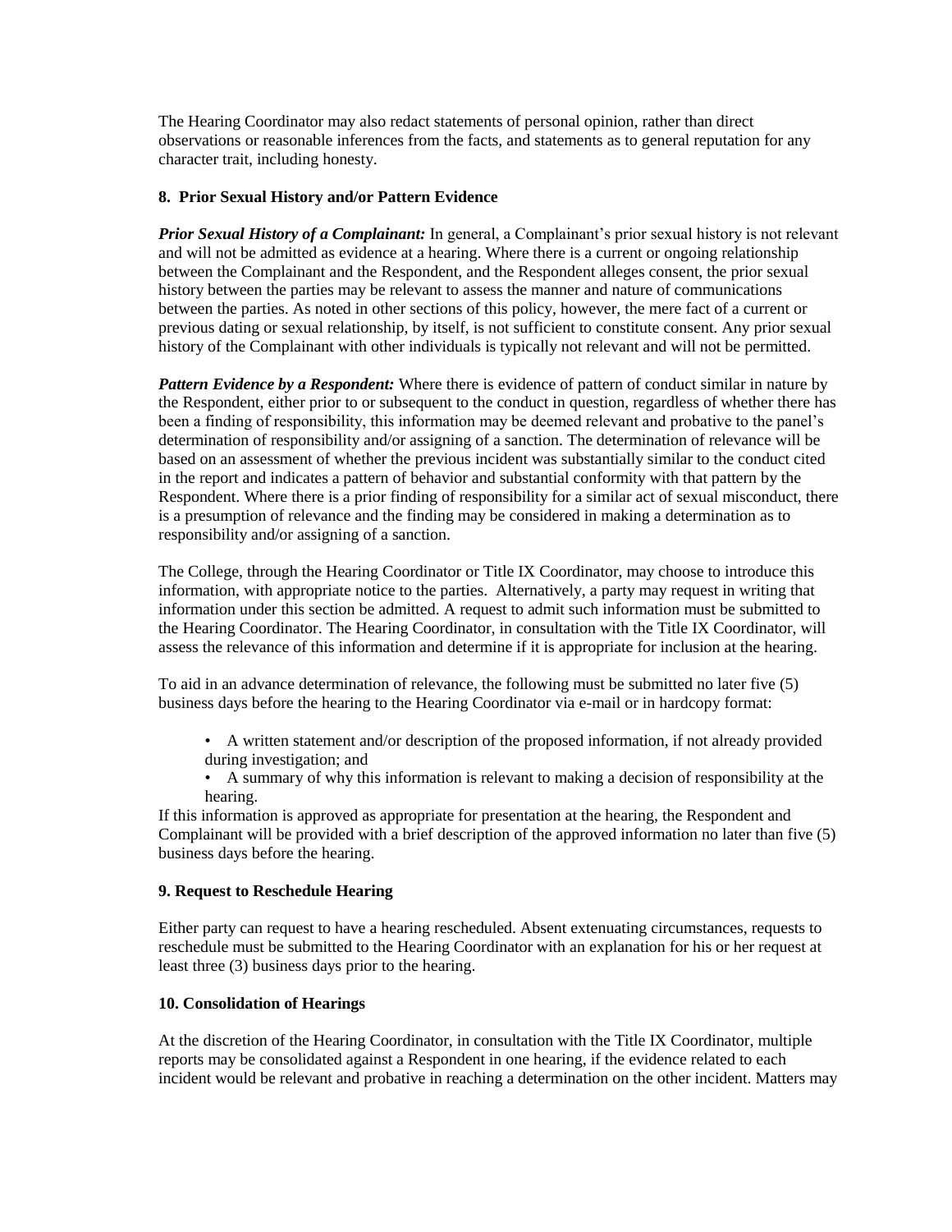The Hearing Coordinator may also redact statements of personal opinion, rather than direct observations or reasonable inferences from the facts, and statements as to general reputation for any character trait, including honesty.

**8. Prior Sexual History and/or Pattern Evidence**

***Prior Sexual History of a Complainant:*** In general, a Complainant's prior sexual history is not relevant and will not be admitted as evidence at a hearing. Where there is a current or ongoing relationship between the Complainant and the Respondent, and the Respondent alleges consent, the prior sexual history between the parties may be relevant to assess the manner and nature of communications between the parties. As noted in other sections of this policy, however, the mere fact of a current or previous dating or sexual relationship, by itself, is not sufficient to constitute consent. Any prior sexual history of the Complainant with other individuals is typically not relevant and will not be permitted.

***Pattern Evidence by a Respondent:*** Where there is evidence of pattern of conduct similar in nature by the Respondent, either prior to or subsequent to the conduct in question, regardless of whether there has been a finding of responsibility, this information may be deemed relevant and probative to the panel's determination of responsibility and/or assigning of a sanction. The determination of relevance will be based on an assessment of whether the previous incident was substantially similar to the conduct cited in the report and indicates a pattern of behavior and substantial conformity with that pattern by the Respondent. Where there is a prior finding of responsibility for a similar act of sexual misconduct, there is a presumption of relevance and the finding may be considered in making a determination as to responsibility and/or assigning of a sanction.

The College, through the Hearing Coordinator or Title IX Coordinator, may choose to introduce this information, with appropriate notice to the parties. Alternatively, a party may request in writing that information under this section be admitted. A request to admit such information must be submitted to the Hearing Coordinator. The Hearing Coordinator, in consultation with the Title IX Coordinator, will assess the relevance of this information and determine if it is appropriate for inclusion at the hearing.

To aid in an advance determination of relevance, the following must be submitted no later five (5) business days before the hearing to the Hearing Coordinator via e-mail or in hardcopy format:

- A written statement and/or description of the proposed information, if not already provided during investigation; and
- A summary of why this information is relevant to making a decision of responsibility at the hearing.

If this information is approved as appropriate for presentation at the hearing, the Respondent and Complainant will be provided with a brief description of the approved information no later than five (5) business days before the hearing.

**9. Request to Reschedule Hearing**

Either party can request to have a hearing rescheduled. Absent extenuating circumstances, requests to reschedule must be submitted to the Hearing Coordinator with an explanation for his or her request at least three (3) business days prior to the hearing.

**10. Consolidation of Hearings**

At the discretion of the Hearing Coordinator, in consultation with the Title IX Coordinator, multiple reports may be consolidated against a Respondent in one hearing, if the evidence related to each incident would be relevant and probative in reaching a determination on the other incident. Matters may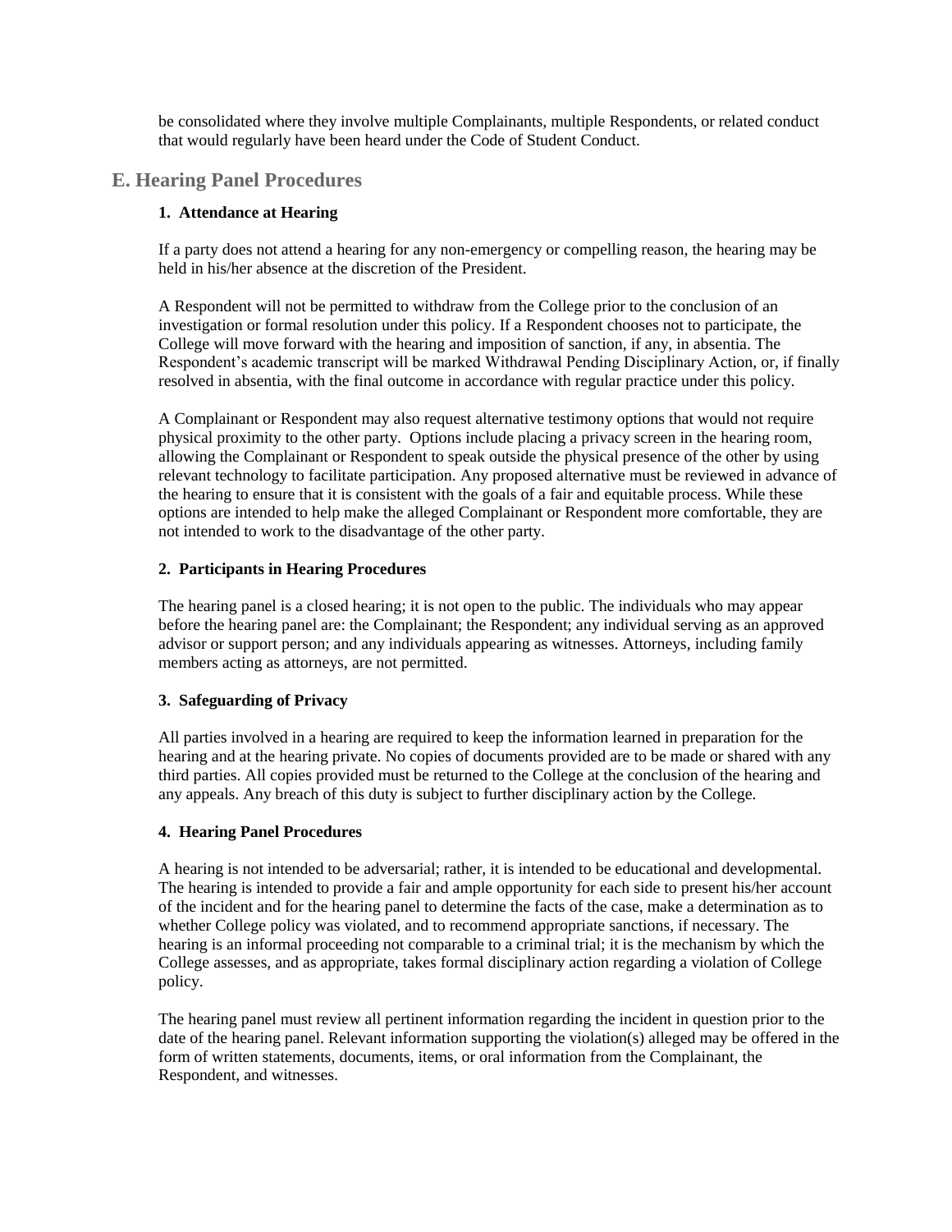be consolidated where they involve multiple Complainants, multiple Respondents, or related conduct that would regularly have been heard under the Code of Student Conduct.

## E. Hearing Panel Procedures

### 1. Attendance at Hearing

If a party does not attend a hearing for any non-emergency or compelling reason, the hearing may be held in his/her absence at the discretion of the President.

A Respondent will not be permitted to withdraw from the College prior to the conclusion of an investigation or formal resolution under this policy. If a Respondent chooses not to participate, the College will move forward with the hearing and imposition of sanction, if any, in absentia. The Respondent's academic transcript will be marked Withdrawal Pending Disciplinary Action, or, if finally resolved in absentia, with the final outcome in accordance with regular practice under this policy.

A Complainant or Respondent may also request alternative testimony options that would not require physical proximity to the other party. Options include placing a privacy screen in the hearing room, allowing the Complainant or Respondent to speak outside the physical presence of the other by using relevant technology to facilitate participation. Any proposed alternative must be reviewed in advance of the hearing to ensure that it is consistent with the goals of a fair and equitable process. While these options are intended to help make the alleged Complainant or Respondent more comfortable, they are not intended to work to the disadvantage of the other party.

### 2. Participants in Hearing Procedures

The hearing panel is a closed hearing; it is not open to the public. The individuals who may appear before the hearing panel are: the Complainant; the Respondent; any individual serving as an approved advisor or support person; and any individuals appearing as witnesses. Attorneys, including family members acting as attorneys, are not permitted.

### 3. Safeguarding of Privacy

All parties involved in a hearing are required to keep the information learned in preparation for the hearing and at the hearing private. No copies of documents provided are to be made or shared with any third parties. All copies provided must be returned to the College at the conclusion of the hearing and any appeals. Any breach of this duty is subject to further disciplinary action by the College.

### 4. Hearing Panel Procedures

A hearing is not intended to be adversarial; rather, it is intended to be educational and developmental. The hearing is intended to provide a fair and ample opportunity for each side to present his/her account of the incident and for the hearing panel to determine the facts of the case, make a determination as to whether College policy was violated, and to recommend appropriate sanctions, if necessary. The hearing is an informal proceeding not comparable to a criminal trial; it is the mechanism by which the College assesses, and as appropriate, takes formal disciplinary action regarding a violation of College policy.

The hearing panel must review all pertinent information regarding the incident in question prior to the date of the hearing panel. Relevant information supporting the violation(s) alleged may be offered in the form of written statements, documents, items, or oral information from the Complainant, the Respondent, and witnesses.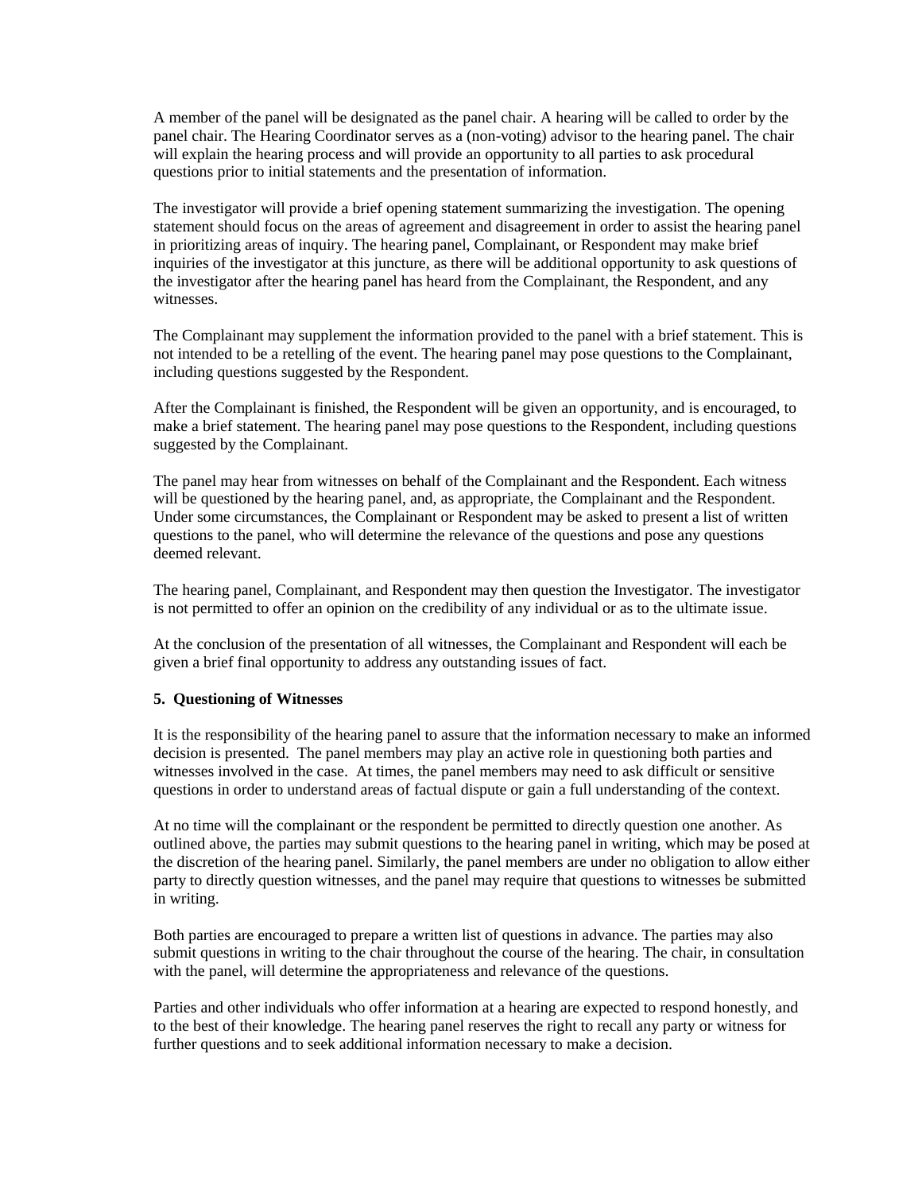A member of the panel will be designated as the panel chair. A hearing will be called to order by the panel chair. The Hearing Coordinator serves as a (non-voting) advisor to the hearing panel. The chair will explain the hearing process and will provide an opportunity to all parties to ask procedural questions prior to initial statements and the presentation of information.

The investigator will provide a brief opening statement summarizing the investigation. The opening statement should focus on the areas of agreement and disagreement in order to assist the hearing panel in prioritizing areas of inquiry. The hearing panel, Complainant, or Respondent may make brief inquiries of the investigator at this juncture, as there will be additional opportunity to ask questions of the investigator after the hearing panel has heard from the Complainant, the Respondent, and any witnesses.

The Complainant may supplement the information provided to the panel with a brief statement. This is not intended to be a retelling of the event. The hearing panel may pose questions to the Complainant, including questions suggested by the Respondent.

After the Complainant is finished, the Respondent will be given an opportunity, and is encouraged, to make a brief statement. The hearing panel may pose questions to the Respondent, including questions suggested by the Complainant.

The panel may hear from witnesses on behalf of the Complainant and the Respondent. Each witness will be questioned by the hearing panel, and, as appropriate, the Complainant and the Respondent. Under some circumstances, the Complainant or Respondent may be asked to present a list of written questions to the panel, who will determine the relevance of the questions and pose any questions deemed relevant.

The hearing panel, Complainant, and Respondent may then question the Investigator. The investigator is not permitted to offer an opinion on the credibility of any individual or as to the ultimate issue.

At the conclusion of the presentation of all witnesses, the Complainant and Respondent will each be given a brief final opportunity to address any outstanding issues of fact.

**5. Questioning of Witnesses**

It is the responsibility of the hearing panel to assure that the information necessary to make an informed decision is presented. The panel members may play an active role in questioning both parties and witnesses involved in the case. At times, the panel members may need to ask difficult or sensitive questions in order to understand areas of factual dispute or gain a full understanding of the context.

At no time will the complainant or the respondent be permitted to directly question one another. As outlined above, the parties may submit questions to the hearing panel in writing, which may be posed at the discretion of the hearing panel. Similarly, the panel members are under no obligation to allow either party to directly question witnesses, and the panel may require that questions to witnesses be submitted in writing.

Both parties are encouraged to prepare a written list of questions in advance. The parties may also submit questions in writing to the chair throughout the course of the hearing. The chair, in consultation with the panel, will determine the appropriateness and relevance of the questions.

Parties and other individuals who offer information at a hearing are expected to respond honestly, and to the best of their knowledge. The hearing panel reserves the right to recall any party or witness for further questions and to seek additional information necessary to make a decision.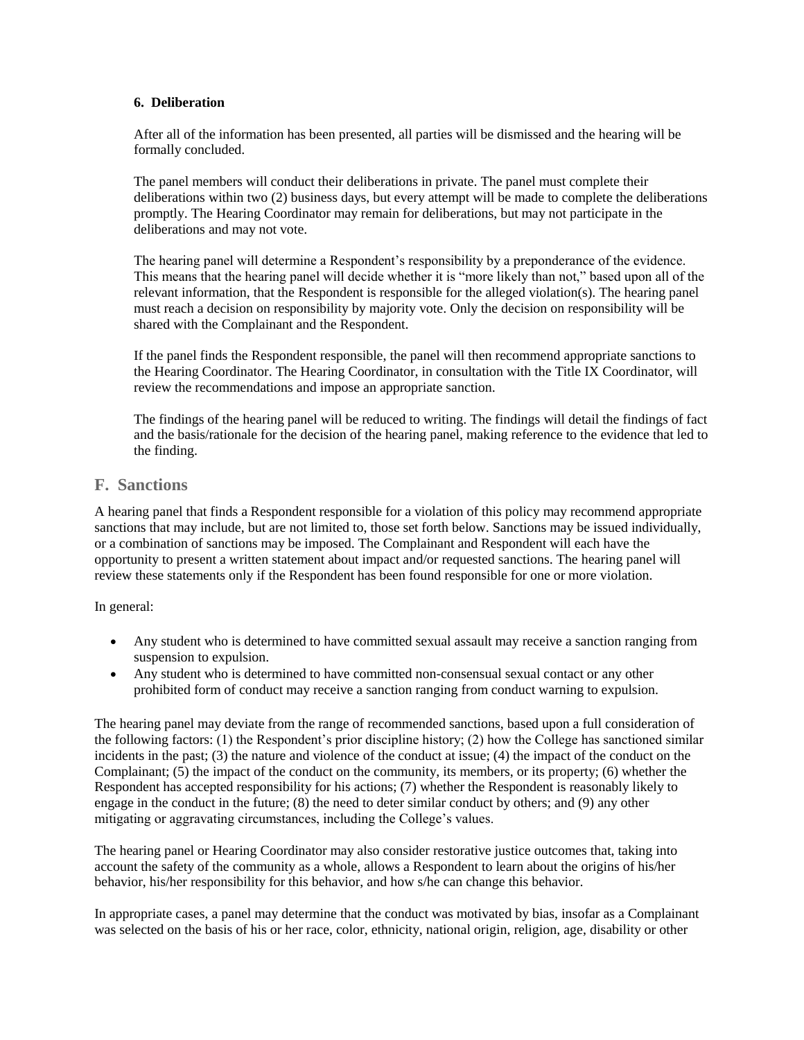#### 6. Deliberation

After all of the information has been presented, all parties will be dismissed and the hearing will be formally concluded.

The panel members will conduct their deliberations in private. The panel must complete their deliberations within two (2) business days, but every attempt will be made to complete the deliberations promptly. The Hearing Coordinator may remain for deliberations, but may not participate in the deliberations and may not vote.

The hearing panel will determine a Respondent's responsibility by a preponderance of the evidence. This means that the hearing panel will decide whether it is "more likely than not," based upon all of the relevant information, that the Respondent is responsible for the alleged violation(s). The hearing panel must reach a decision on responsibility by majority vote. Only the decision on responsibility will be shared with the Complainant and the Respondent.

If the panel finds the Respondent responsible, the panel will then recommend appropriate sanctions to the Hearing Coordinator. The Hearing Coordinator, in consultation with the Title IX Coordinator, will review the recommendations and impose an appropriate sanction.

The findings of the hearing panel will be reduced to writing. The findings will detail the findings of fact and the basis/rationale for the decision of the hearing panel, making reference to the evidence that led to the finding.

## F. Sanctions

A hearing panel that finds a Respondent responsible for a violation of this policy may recommend appropriate sanctions that may include, but are not limited to, those set forth below. Sanctions may be issued individually, or a combination of sanctions may be imposed. The Complainant and Respondent will each have the opportunity to present a written statement about impact and/or requested sanctions. The hearing panel will review these statements only if the Respondent has been found responsible for one or more violation.

In general:

- Any student who is determined to have committed sexual assault may receive a sanction ranging from suspension to expulsion.
- Any student who is determined to have committed non-consensual sexual contact or any other prohibited form of conduct may receive a sanction ranging from conduct warning to expulsion.

The hearing panel may deviate from the range of recommended sanctions, based upon a full consideration of the following factors: (1) the Respondent's prior discipline history; (2) how the College has sanctioned similar incidents in the past; (3) the nature and violence of the conduct at issue; (4) the impact of the conduct on the Complainant; (5) the impact of the conduct on the community, its members, or its property; (6) whether the Respondent has accepted responsibility for his actions; (7) whether the Respondent is reasonably likely to engage in the conduct in the future; (8) the need to deter similar conduct by others; and (9) any other mitigating or aggravating circumstances, including the College's values.

The hearing panel or Hearing Coordinator may also consider restorative justice outcomes that, taking into account the safety of the community as a whole, allows a Respondent to learn about the origins of his/her behavior, his/her responsibility for this behavior, and how s/he can change this behavior.

In appropriate cases, a panel may determine that the conduct was motivated by bias, insofar as a Complainant was selected on the basis of his or her race, color, ethnicity, national origin, religion, age, disability or other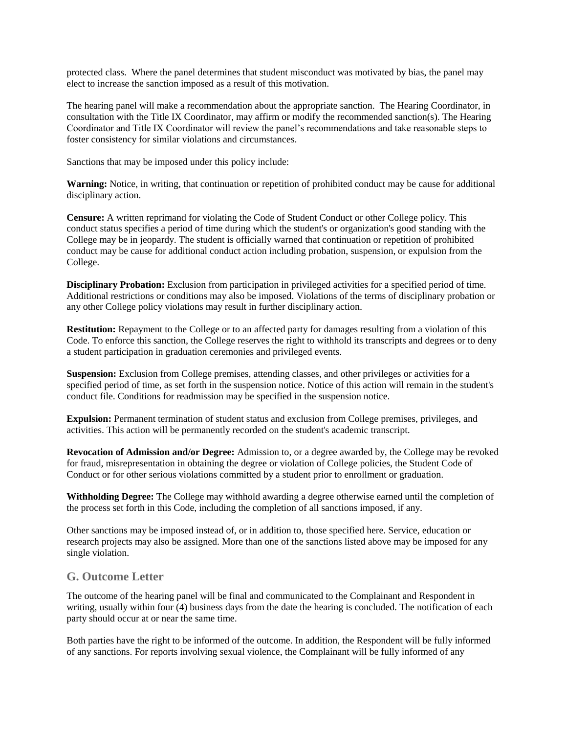protected class. Where the panel determines that student misconduct was motivated by bias, the panel may elect to increase the sanction imposed as a result of this motivation.

The hearing panel will make a recommendation about the appropriate sanction. The Hearing Coordinator, in consultation with the Title IX Coordinator, may affirm or modify the recommended sanction(s). The Hearing Coordinator and Title IX Coordinator will review the panel's recommendations and take reasonable steps to foster consistency for similar violations and circumstances.

Sanctions that may be imposed under this policy include:

**Warning:** Notice, in writing, that continuation or repetition of prohibited conduct may be cause for additional disciplinary action.

**Censure:** A written reprimand for violating the Code of Student Conduct or other College policy. This conduct status specifies a period of time during which the student's or organization's good standing with the College may be in jeopardy. The student is officially warned that continuation or repetition of prohibited conduct may be cause for additional conduct action including probation, suspension, or expulsion from the College.

**Disciplinary Probation:** Exclusion from participation in privileged activities for a specified period of time. Additional restrictions or conditions may also be imposed. Violations of the terms of disciplinary probation or any other College policy violations may result in further disciplinary action.

**Restitution:** Repayment to the College or to an affected party for damages resulting from a violation of this Code. To enforce this sanction, the College reserves the right to withhold its transcripts and degrees or to deny a student participation in graduation ceremonies and privileged events.

**Suspension:** Exclusion from College premises, attending classes, and other privileges or activities for a specified period of time, as set forth in the suspension notice. Notice of this action will remain in the student's conduct file. Conditions for readmission may be specified in the suspension notice.

**Expulsion:** Permanent termination of student status and exclusion from College premises, privileges, and activities. This action will be permanently recorded on the student's academic transcript.

**Revocation of Admission and/or Degree:** Admission to, or a degree awarded by, the College may be revoked for fraud, misrepresentation in obtaining the degree or violation of College policies, the Student Code of Conduct or for other serious violations committed by a student prior to enrollment or graduation.

**Withholding Degree:** The College may withhold awarding a degree otherwise earned until the completion of the process set forth in this Code, including the completion of all sanctions imposed, if any.

Other sanctions may be imposed instead of, or in addition to, those specified here. Service, education or research projects may also be assigned. More than one of the sanctions listed above may be imposed for any single violation.

## G. Outcome Letter

The outcome of the hearing panel will be final and communicated to the Complainant and Respondent in writing, usually within four (4) business days from the date the hearing is concluded. The notification of each party should occur at or near the same time.

Both parties have the right to be informed of the outcome. In addition, the Respondent will be fully informed of any sanctions. For reports involving sexual violence, the Complainant will be fully informed of any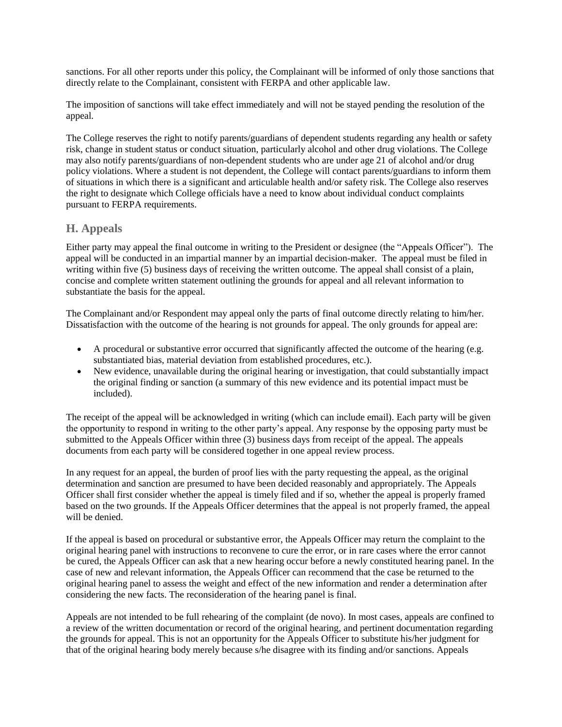sanctions. For all other reports under this policy, the Complainant will be informed of only those sanctions that directly relate to the Complainant, consistent with FERPA and other applicable law.

The imposition of sanctions will take effect immediately and will not be stayed pending the resolution of the appeal.

The College reserves the right to notify parents/guardians of dependent students regarding any health or safety risk, change in student status or conduct situation, particularly alcohol and other drug violations. The College may also notify parents/guardians of non-dependent students who are under age 21 of alcohol and/or drug policy violations. Where a student is not dependent, the College will contact parents/guardians to inform them of situations in which there is a significant and articulable health and/or safety risk. The College also reserves the right to designate which College officials have a need to know about individual conduct complaints pursuant to FERPA requirements.

## H. Appeals

Either party may appeal the final outcome in writing to the President or designee (the "Appeals Officer"). The appeal will be conducted in an impartial manner by an impartial decision-maker. The appeal must be filed in writing within five (5) business days of receiving the written outcome. The appeal shall consist of a plain, concise and complete written statement outlining the grounds for appeal and all relevant information to substantiate the basis for the appeal.

The Complainant and/or Respondent may appeal only the parts of final outcome directly relating to him/her. Dissatisfaction with the outcome of the hearing is not grounds for appeal. The only grounds for appeal are:

- A procedural or substantive error occurred that significantly affected the outcome of the hearing (e.g. substantiated bias, material deviation from established procedures, etc.).
- New evidence, unavailable during the original hearing or investigation, that could substantially impact the original finding or sanction (a summary of this new evidence and its potential impact must be included).

The receipt of the appeal will be acknowledged in writing (which can include email). Each party will be given the opportunity to respond in writing to the other party's appeal. Any response by the opposing party must be submitted to the Appeals Officer within three (3) business days from receipt of the appeal. The appeals documents from each party will be considered together in one appeal review process.

In any request for an appeal, the burden of proof lies with the party requesting the appeal, as the original determination and sanction are presumed to have been decided reasonably and appropriately. The Appeals Officer shall first consider whether the appeal is timely filed and if so, whether the appeal is properly framed based on the two grounds. If the Appeals Officer determines that the appeal is not properly framed, the appeal will be denied.

If the appeal is based on procedural or substantive error, the Appeals Officer may return the complaint to the original hearing panel with instructions to reconvene to cure the error, or in rare cases where the error cannot be cured, the Appeals Officer can ask that a new hearing occur before a newly constituted hearing panel. In the case of new and relevant information, the Appeals Officer can recommend that the case be returned to the original hearing panel to assess the weight and effect of the new information and render a determination after considering the new facts. The reconsideration of the hearing panel is final.

Appeals are not intended to be full rehearing of the complaint (de novo). In most cases, appeals are confined to a review of the written documentation or record of the original hearing, and pertinent documentation regarding the grounds for appeal. This is not an opportunity for the Appeals Officer to substitute his/her judgment for that of the original hearing body merely because s/he disagree with its finding and/or sanctions. Appeals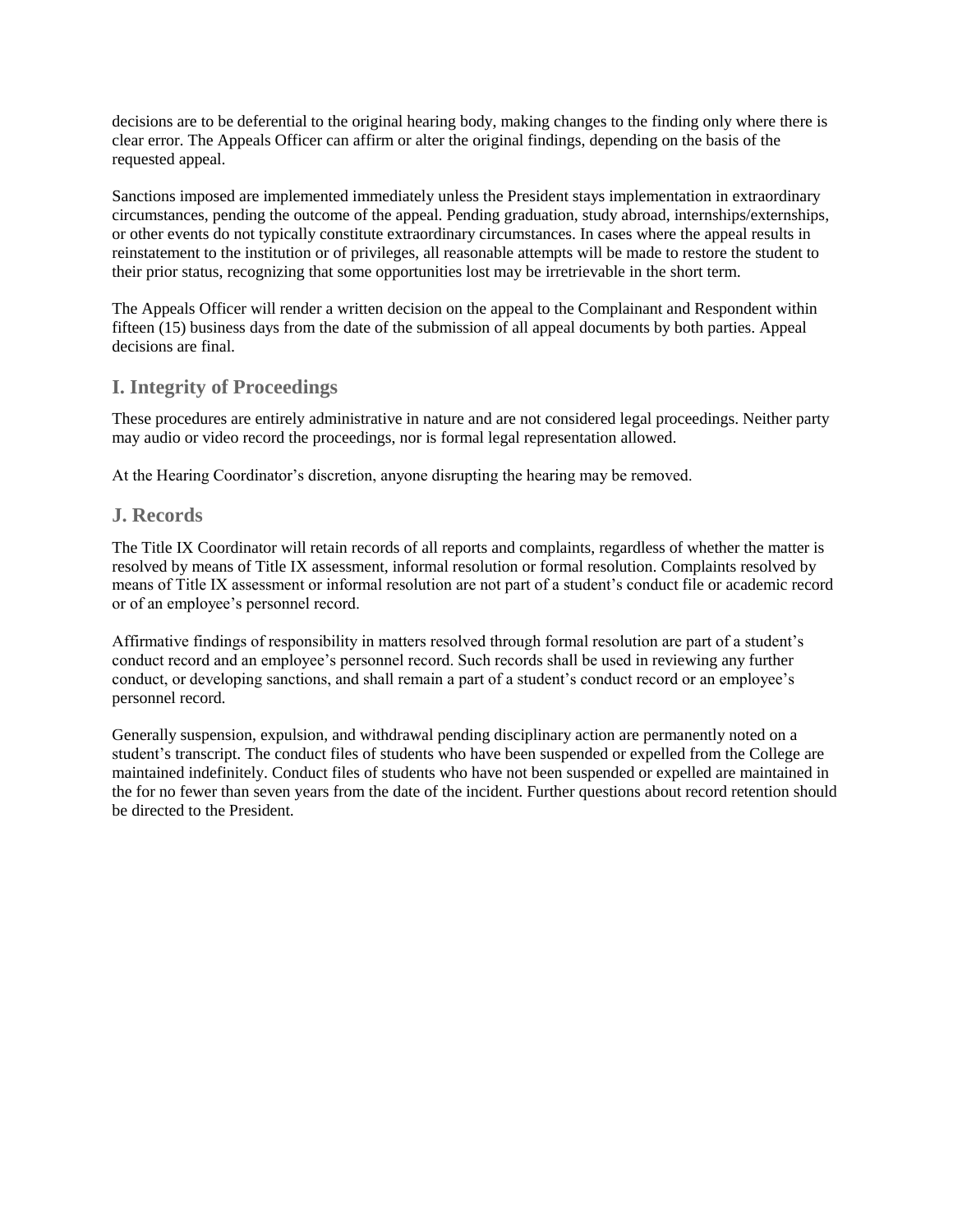decisions are to be deferential to the original hearing body, making changes to the finding only where there is clear error. The Appeals Officer can affirm or alter the original findings, depending on the basis of the requested appeal.

Sanctions imposed are implemented immediately unless the President stays implementation in extraordinary circumstances, pending the outcome of the appeal. Pending graduation, study abroad, internships/externships, or other events do not typically constitute extraordinary circumstances. In cases where the appeal results in reinstatement to the institution or of privileges, all reasonable attempts will be made to restore the student to their prior status, recognizing that some opportunities lost may be irretrievable in the short term.

The Appeals Officer will render a written decision on the appeal to the Complainant and Respondent within fifteen (15) business days from the date of the submission of all appeal documents by both parties. Appeal decisions are final.

## I. Integrity of Proceedings

These procedures are entirely administrative in nature and are not considered legal proceedings. Neither party may audio or video record the proceedings, nor is formal legal representation allowed.

At the Hearing Coordinator's discretion, anyone disrupting the hearing may be removed.

## J. Records

The Title IX Coordinator will retain records of all reports and complaints, regardless of whether the matter is resolved by means of Title IX assessment, informal resolution or formal resolution. Complaints resolved by means of Title IX assessment or informal resolution are not part of a student's conduct file or academic record or of an employee's personnel record.

Affirmative findings of responsibility in matters resolved through formal resolution are part of a student's conduct record and an employee's personnel record. Such records shall be used in reviewing any further conduct, or developing sanctions, and shall remain a part of a student's conduct record or an employee's personnel record.

Generally suspension, expulsion, and withdrawal pending disciplinary action are permanently noted on a student's transcript. The conduct files of students who have been suspended or expelled from the College are maintained indefinitely. Conduct files of students who have not been suspended or expelled are maintained in the for no fewer than seven years from the date of the incident. Further questions about record retention should be directed to the President.